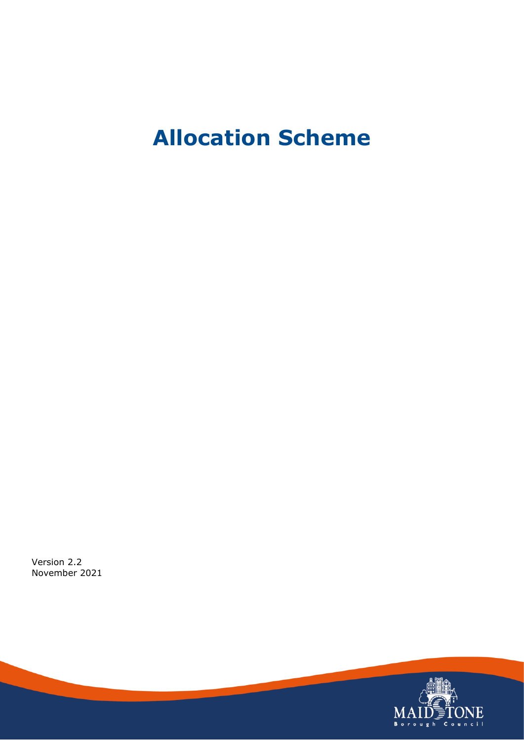# Allocation Scheme

Version 2.2
November 2021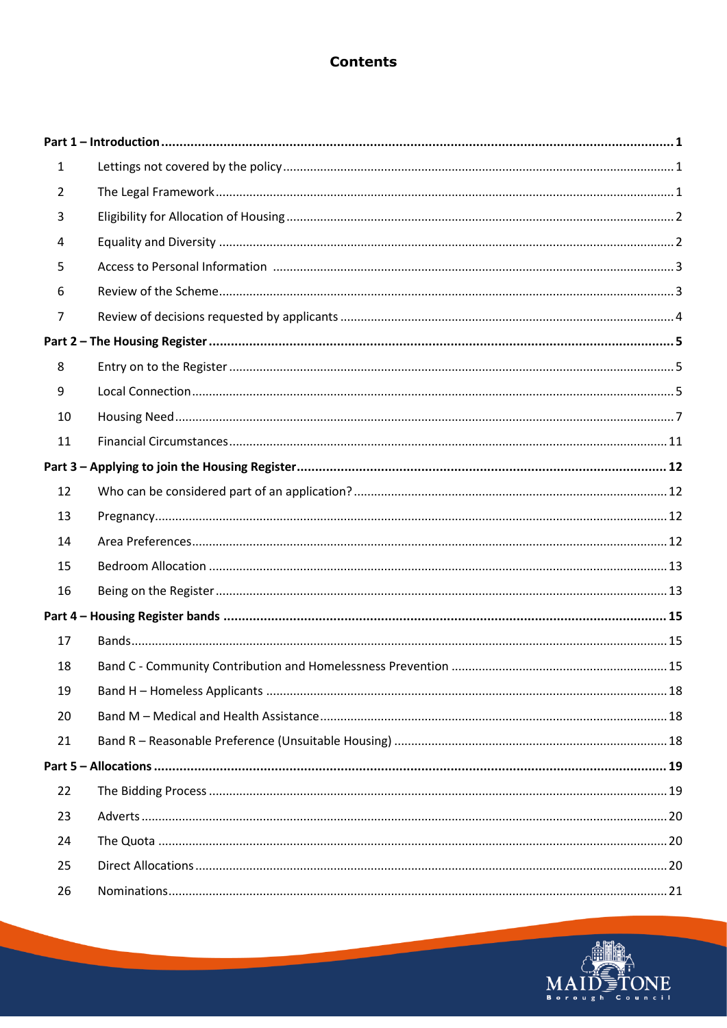# Contents

| | | |
|---|---|---|
| **Part 1 – Introduction** | | **1** |
| 1 | Lettings not covered by the policy | 1 |
| 2 | The Legal Framework | 1 |
| 3 | Eligibility for Allocation of Housing | 2 |
| 4 | Equality and Diversity | 2 |
| 5 | Access to Personal Information | 3 |
| 6 | Review of the Scheme | 3 |
| 7 | Review of decisions requested by applicants | 4 |
| **Part 2 – The Housing Register** | | **5** |
| 8 | Entry on to the Register | 5 |
| 9 | Local Connection | 5 |
| 10 | Housing Need | 7 |
| 11 | Financial Circumstances | 11 |
| **Part 3 – Applying to join the Housing Register** | | **12** |
| 12 | Who can be considered part of an application? | 12 |
| 13 | Pregnancy | 12 |
| 14 | Area Preferences | 12 |
| 15 | Bedroom Allocation | 13 |
| 16 | Being on the Register | 13 |
| **Part 4 – Housing Register bands** | | **15** |
| 17 | Bands | 15 |
| 18 | Band C - Community Contribution and Homelessness Prevention | 15 |
| 19 | Band H – Homeless Applicants | 18 |
| 20 | Band M – Medical and Health Assistance | 18 |
| 21 | Band R – Reasonable Preference (Unsuitable Housing) | 18 |
| **Part 5 – Allocations** | | **19** |
| 22 | The Bidding Process | 19 |
| 23 | Adverts | 20 |
| 24 | The Quota | 20 |
| 25 | Direct Allocations | 20 |
| 26 | Nominations | 21 |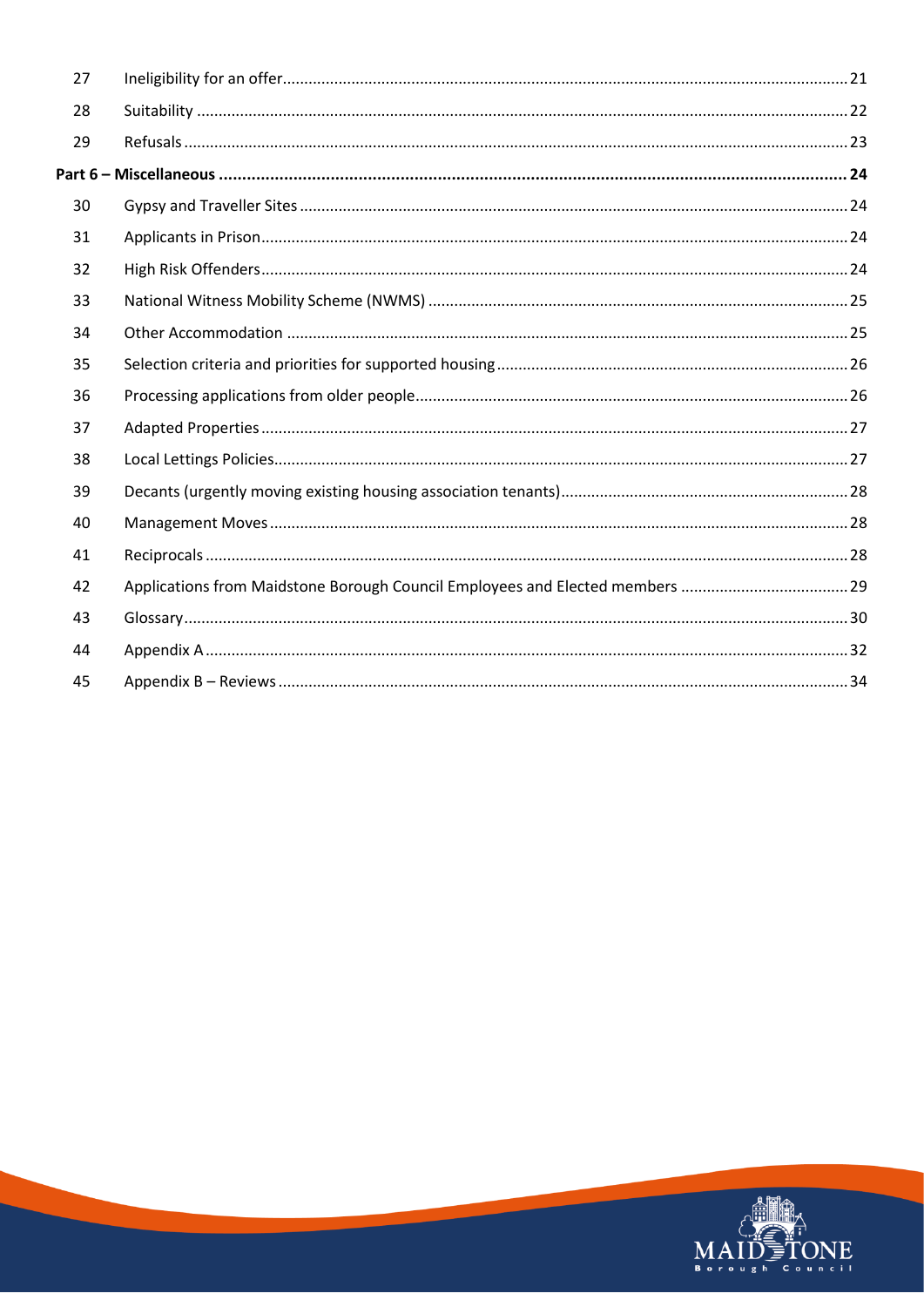| | | |
|---|---|---|
| 27 | Ineligibility for an offer | 21 |
| 28 | Suitability | 22 |
| 29 | Refusals | 23 |
| **Part 6 – Miscellaneous** | | **24** |
| 30 | Gypsy and Traveller Sites | 24 |
| 31 | Applicants in Prison | 24 |
| 32 | High Risk Offenders | 24 |
| 33 | National Witness Mobility Scheme (NWMS) | 25 |
| 34 | Other Accommodation | 25 |
| 35 | Selection criteria and priorities for supported housing | 26 |
| 36 | Processing applications from older people | 26 |
| 37 | Adapted Properties | 27 |
| 38 | Local Lettings Policies | 27 |
| 39 | Decants (urgently moving existing housing association tenants) | 28 |
| 40 | Management Moves | 28 |
| 41 | Reciprocals | 28 |
| 42 | Applications from Maidstone Borough Council Employees and Elected members | 29 |
| 43 | Glossary | 30 |
| 44 | Appendix A | 32 |
| 45 | Appendix B – Reviews | 34 |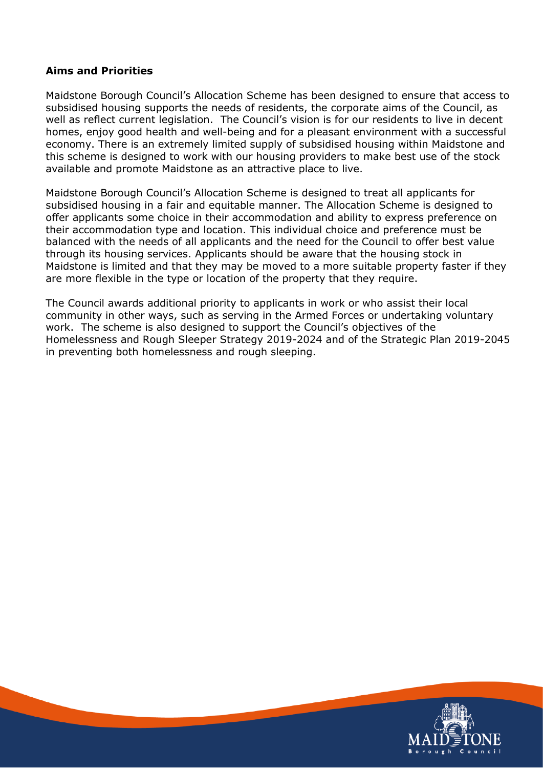**Aims and Priorities**

Maidstone Borough Council's Allocation Scheme has been designed to ensure that access to subsidised housing supports the needs of residents, the corporate aims of the Council, as well as reflect current legislation. The Council's vision is for our residents to live in decent homes, enjoy good health and well-being and for a pleasant environment with a successful economy. There is an extremely limited supply of subsidised housing within Maidstone and this scheme is designed to work with our housing providers to make best use of the stock available and promote Maidstone as an attractive place to live.

Maidstone Borough Council's Allocation Scheme is designed to treat all applicants for subsidised housing in a fair and equitable manner. The Allocation Scheme is designed to offer applicants some choice in their accommodation and ability to express preference on their accommodation type and location. This individual choice and preference must be balanced with the needs of all applicants and the need for the Council to offer best value through its housing services. Applicants should be aware that the housing stock in Maidstone is limited and that they may be moved to a more suitable property faster if they are more flexible in the type or location of the property that they require.

The Council awards additional priority to applicants in work or who assist their local community in other ways, such as serving in the Armed Forces or undertaking voluntary work. The scheme is also designed to support the Council's objectives of the Homelessness and Rough Sleeper Strategy 2019-2024 and of the Strategic Plan 2019-2045 in preventing both homelessness and rough sleeping.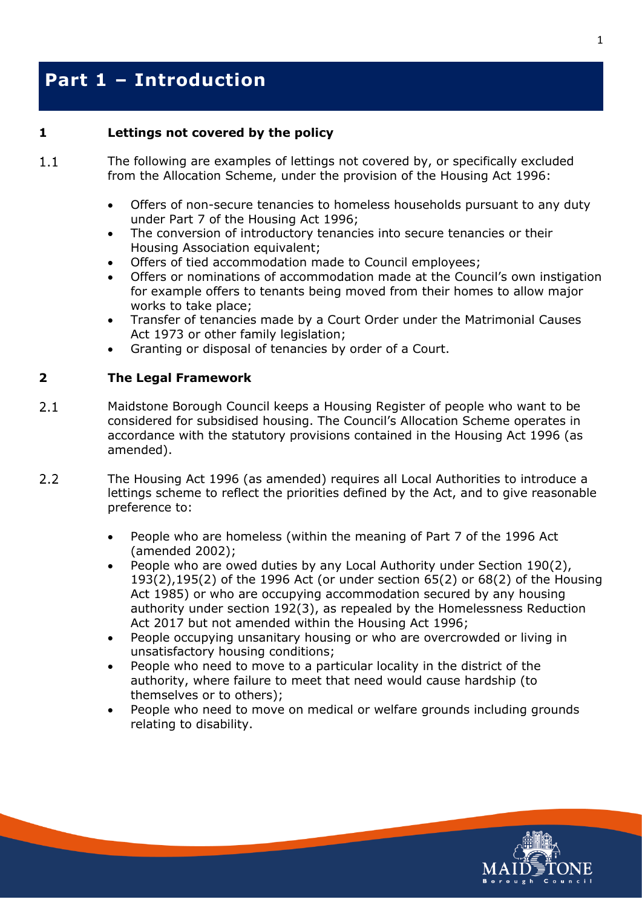# Part 1 – Introduction

## 1 Lettings not covered by the policy

1.1 The following are examples of lettings not covered by, or specifically excluded from the Allocation Scheme, under the provision of the Housing Act 1996:

- Offers of non-secure tenancies to homeless households pursuant to any duty under Part 7 of the Housing Act 1996;
- The conversion of introductory tenancies into secure tenancies or their Housing Association equivalent;
- Offers of tied accommodation made to Council employees;
- Offers or nominations of accommodation made at the Council's own instigation for example offers to tenants being moved from their homes to allow major works to take place;
- Transfer of tenancies made by a Court Order under the Matrimonial Causes Act 1973 or other family legislation;
- Granting or disposal of tenancies by order of a Court.

## 2 The Legal Framework

2.1 Maidstone Borough Council keeps a Housing Register of people who want to be considered for subsidised housing. The Council's Allocation Scheme operates in accordance with the statutory provisions contained in the Housing Act 1996 (as amended).

2.2 The Housing Act 1996 (as amended) requires all Local Authorities to introduce a lettings scheme to reflect the priorities defined by the Act, and to give reasonable preference to:

- People who are homeless (within the meaning of Part 7 of the 1996 Act (amended 2002);
- People who are owed duties by any Local Authority under Section 190(2), 193(2),195(2) of the 1996 Act (or under section 65(2) or 68(2) of the Housing Act 1985) or who are occupying accommodation secured by any housing authority under section 192(3), as repealed by the Homelessness Reduction Act 2017 but not amended within the Housing Act 1996;
- People occupying unsanitary housing or who are overcrowded or living in unsatisfactory housing conditions;
- People who need to move to a particular locality in the district of the authority, where failure to meet that need would cause hardship (to themselves or to others);
- People who need to move on medical or welfare grounds including grounds relating to disability.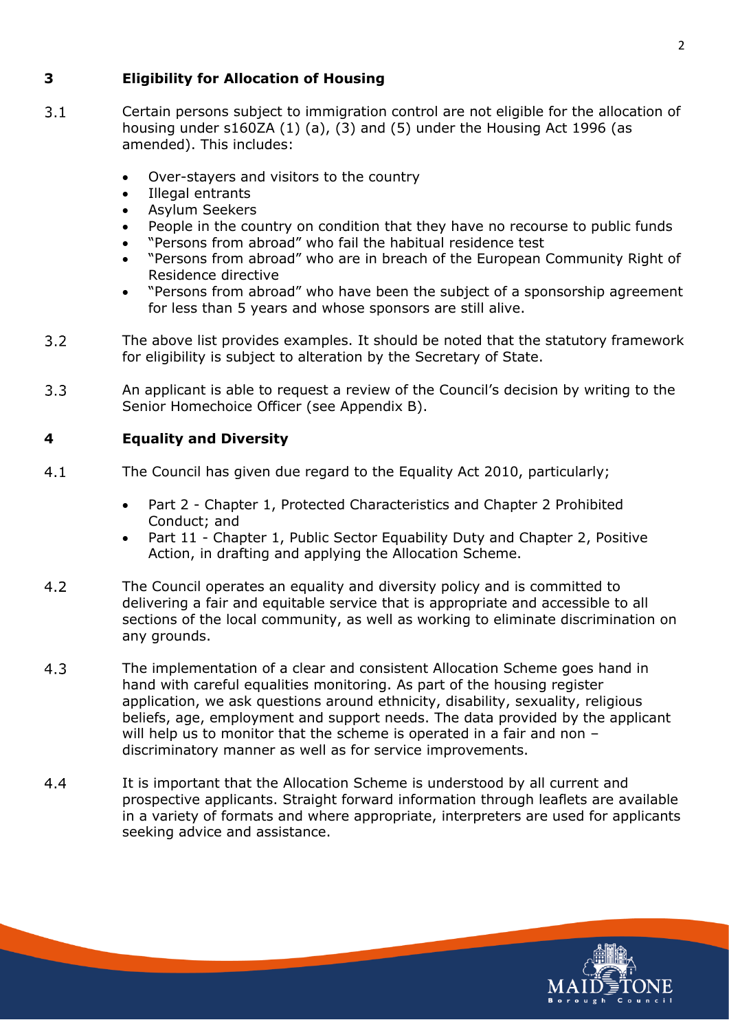## 3 Eligibility for Allocation of Housing

3.1 Certain persons subject to immigration control are not eligible for the allocation of housing under s160ZA (1) (a), (3) and (5) under the Housing Act 1996 (as amended). This includes:

- Over-stayers and visitors to the country
- Illegal entrants
- Asylum Seekers
- People in the country on condition that they have no recourse to public funds
- "Persons from abroad" who fail the habitual residence test
- "Persons from abroad" who are in breach of the European Community Right of Residence directive
- "Persons from abroad" who have been the subject of a sponsorship agreement for less than 5 years and whose sponsors are still alive.

3.2 The above list provides examples. It should be noted that the statutory framework for eligibility is subject to alteration by the Secretary of State.

3.3 An applicant is able to request a review of the Council's decision by writing to the Senior Homechoice Officer (see Appendix B).

## 4 Equality and Diversity

4.1 The Council has given due regard to the Equality Act 2010, particularly;

- Part 2 - Chapter 1, Protected Characteristics and Chapter 2 Prohibited Conduct; and
- Part 11 - Chapter 1, Public Sector Equability Duty and Chapter 2, Positive Action, in drafting and applying the Allocation Scheme.

4.2 The Council operates an equality and diversity policy and is committed to delivering a fair and equitable service that is appropriate and accessible to all sections of the local community, as well as working to eliminate discrimination on any grounds.

4.3 The implementation of a clear and consistent Allocation Scheme goes hand in hand with careful equalities monitoring. As part of the housing register application, we ask questions around ethnicity, disability, sexuality, religious beliefs, age, employment and support needs. The data provided by the applicant will help us to monitor that the scheme is operated in a fair and non – discriminatory manner as well as for service improvements.

4.4 It is important that the Allocation Scheme is understood by all current and prospective applicants. Straight forward information through leaflets are available in a variety of formats and where appropriate, interpreters are used for applicants seeking advice and assistance.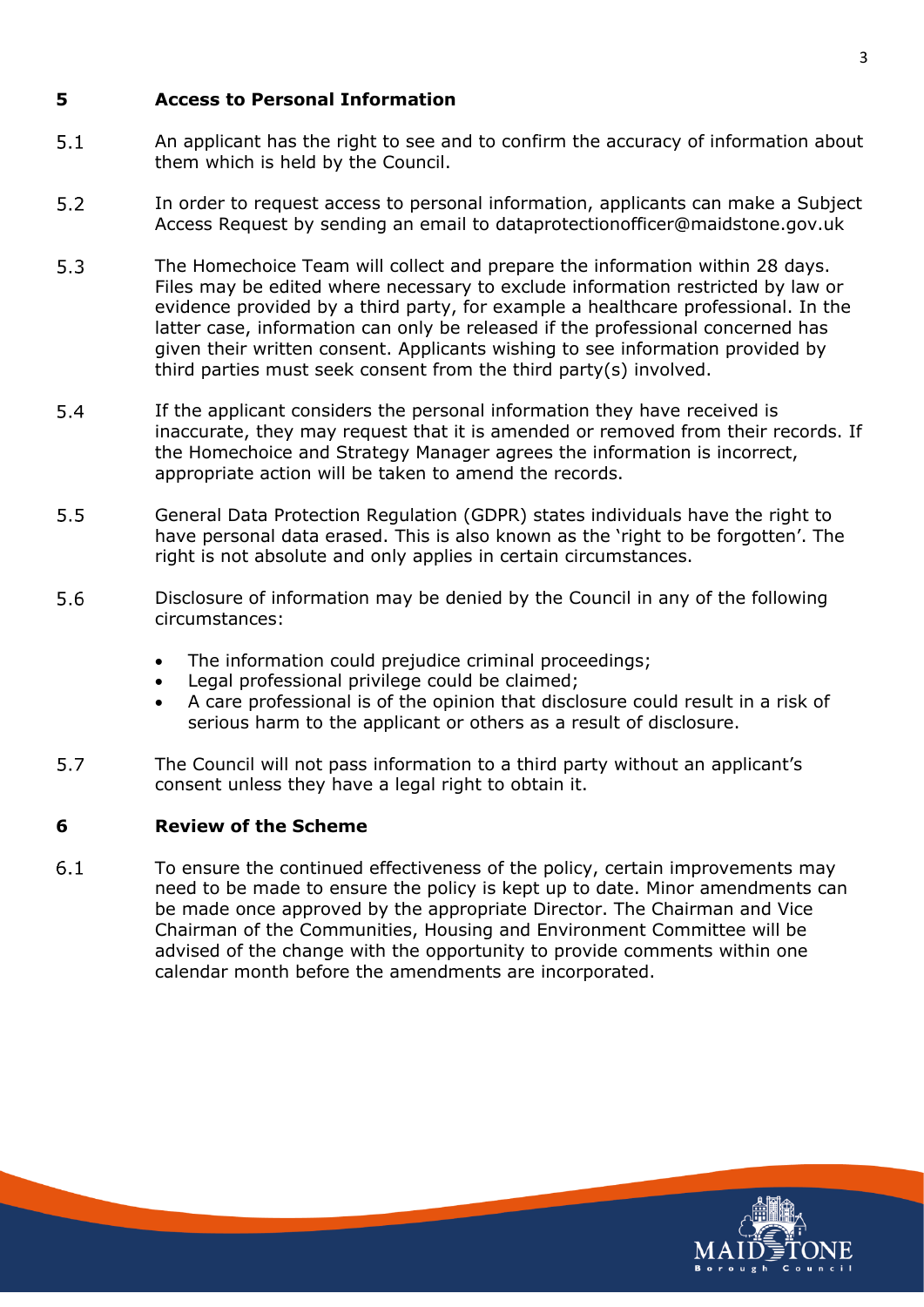## 5 Access to Personal Information

5.1 An applicant has the right to see and to confirm the accuracy of information about them which is held by the Council.

5.2 In order to request access to personal information, applicants can make a Subject Access Request by sending an email to dataprotectionofficer@maidstone.gov.uk

5.3 The Homechoice Team will collect and prepare the information within 28 days. Files may be edited where necessary to exclude information restricted by law or evidence provided by a third party, for example a healthcare professional. In the latter case, information can only be released if the professional concerned has given their written consent. Applicants wishing to see information provided by third parties must seek consent from the third party(s) involved.

5.4 If the applicant considers the personal information they have received is inaccurate, they may request that it is amended or removed from their records. If the Homechoice and Strategy Manager agrees the information is incorrect, appropriate action will be taken to amend the records.

5.5 General Data Protection Regulation (GDPR) states individuals have the right to have personal data erased. This is also known as the 'right to be forgotten'. The right is not absolute and only applies in certain circumstances.

5.6 Disclosure of information may be denied by the Council in any of the following circumstances:

- The information could prejudice criminal proceedings;
- Legal professional privilege could be claimed;
- A care professional is of the opinion that disclosure could result in a risk of serious harm to the applicant or others as a result of disclosure.

5.7 The Council will not pass information to a third party without an applicant's consent unless they have a legal right to obtain it.

## 6 Review of the Scheme

6.1 To ensure the continued effectiveness of the policy, certain improvements may need to be made to ensure the policy is kept up to date. Minor amendments can be made once approved by the appropriate Director. The Chairman and Vice Chairman of the Communities, Housing and Environment Committee will be advised of the change with the opportunity to provide comments within one calendar month before the amendments are incorporated.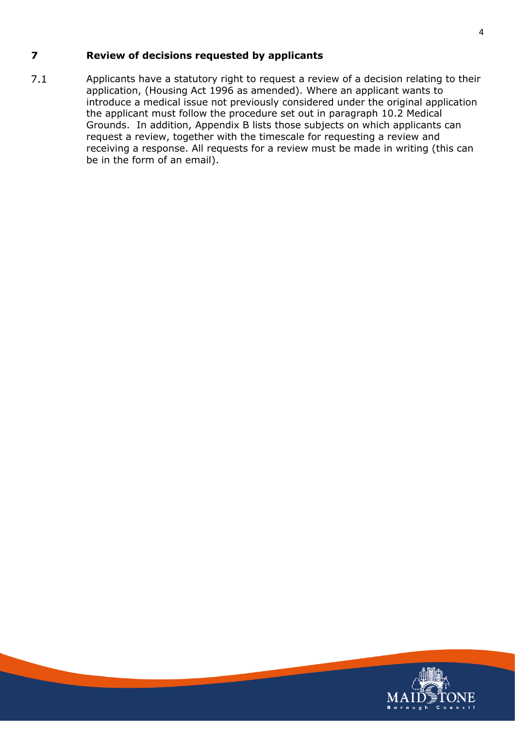## 7 Review of decisions requested by applicants

7.1 Applicants have a statutory right to request a review of a decision relating to their application, (Housing Act 1996 as amended). Where an applicant wants to introduce a medical issue not previously considered under the original application the applicant must follow the procedure set out in paragraph 10.2 Medical Grounds. In addition, Appendix B lists those subjects on which applicants can request a review, together with the timescale for requesting a review and receiving a response. All requests for a review must be made in writing (this can be in the form of an email).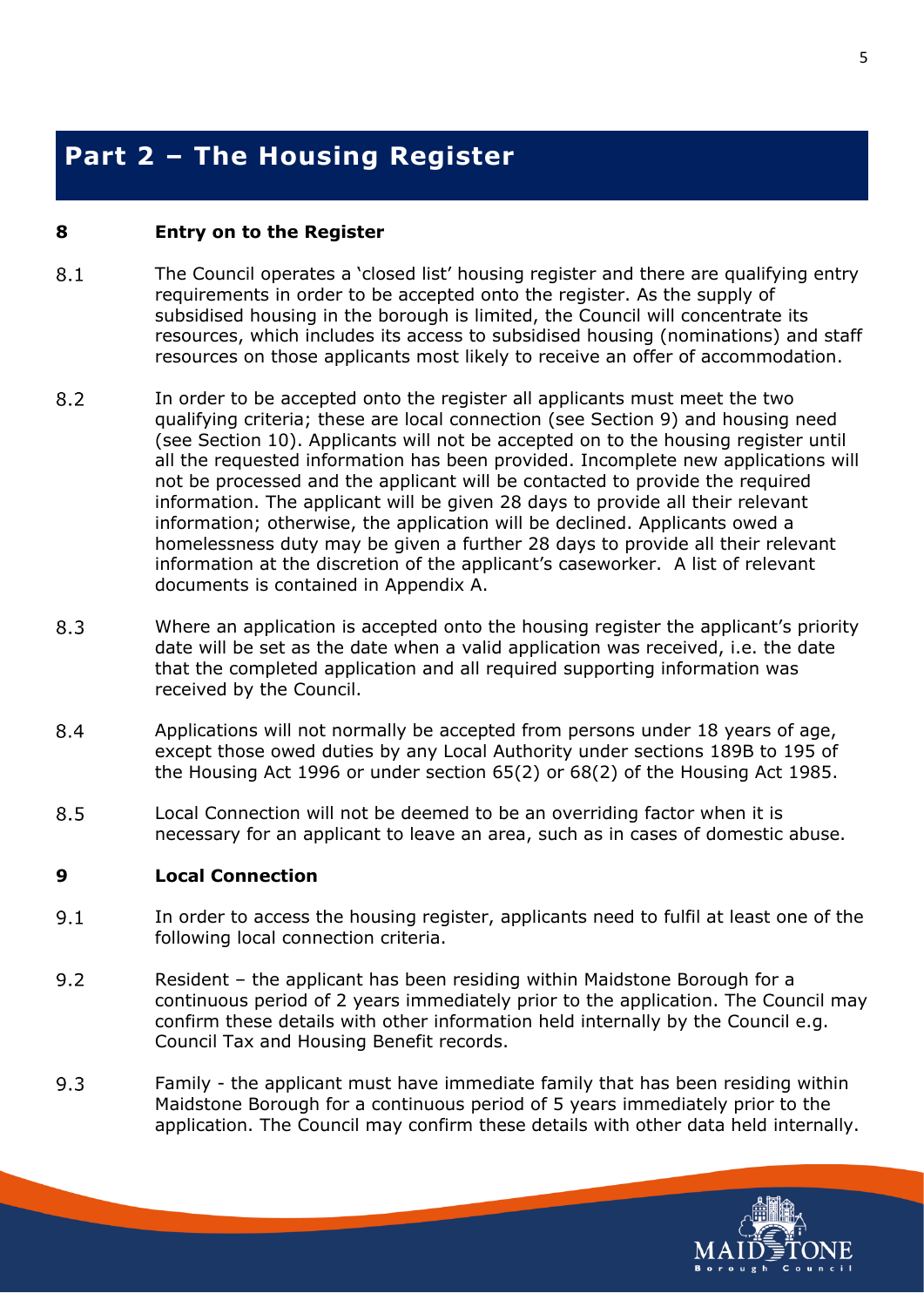# Part 2 – The Housing Register

## 8 Entry on to the Register

8.1 The Council operates a 'closed list' housing register and there are qualifying entry requirements in order to be accepted onto the register. As the supply of subsidised housing in the borough is limited, the Council will concentrate its resources, which includes its access to subsidised housing (nominations) and staff resources on those applicants most likely to receive an offer of accommodation.

8.2 In order to be accepted onto the register all applicants must meet the two qualifying criteria; these are local connection (see Section 9) and housing need (see Section 10). Applicants will not be accepted on to the housing register until all the requested information has been provided. Incomplete new applications will not be processed and the applicant will be contacted to provide the required information. The applicant will be given 28 days to provide all their relevant information; otherwise, the application will be declined. Applicants owed a homelessness duty may be given a further 28 days to provide all their relevant information at the discretion of the applicant's caseworker. A list of relevant documents is contained in Appendix A.

8.3 Where an application is accepted onto the housing register the applicant's priority date will be set as the date when a valid application was received, i.e. the date that the completed application and all required supporting information was received by the Council.

8.4 Applications will not normally be accepted from persons under 18 years of age, except those owed duties by any Local Authority under sections 189B to 195 of the Housing Act 1996 or under section 65(2) or 68(2) of the Housing Act 1985.

8.5 Local Connection will not be deemed to be an overriding factor when it is necessary for an applicant to leave an area, such as in cases of domestic abuse.

## 9 Local Connection

9.1 In order to access the housing register, applicants need to fulfil at least one of the following local connection criteria.

9.2 Resident – the applicant has been residing within Maidstone Borough for a continuous period of 2 years immediately prior to the application. The Council may confirm these details with other information held internally by the Council e.g. Council Tax and Housing Benefit records.

9.3 Family - the applicant must have immediate family that has been residing within Maidstone Borough for a continuous period of 5 years immediately prior to the application. The Council may confirm these details with other data held internally.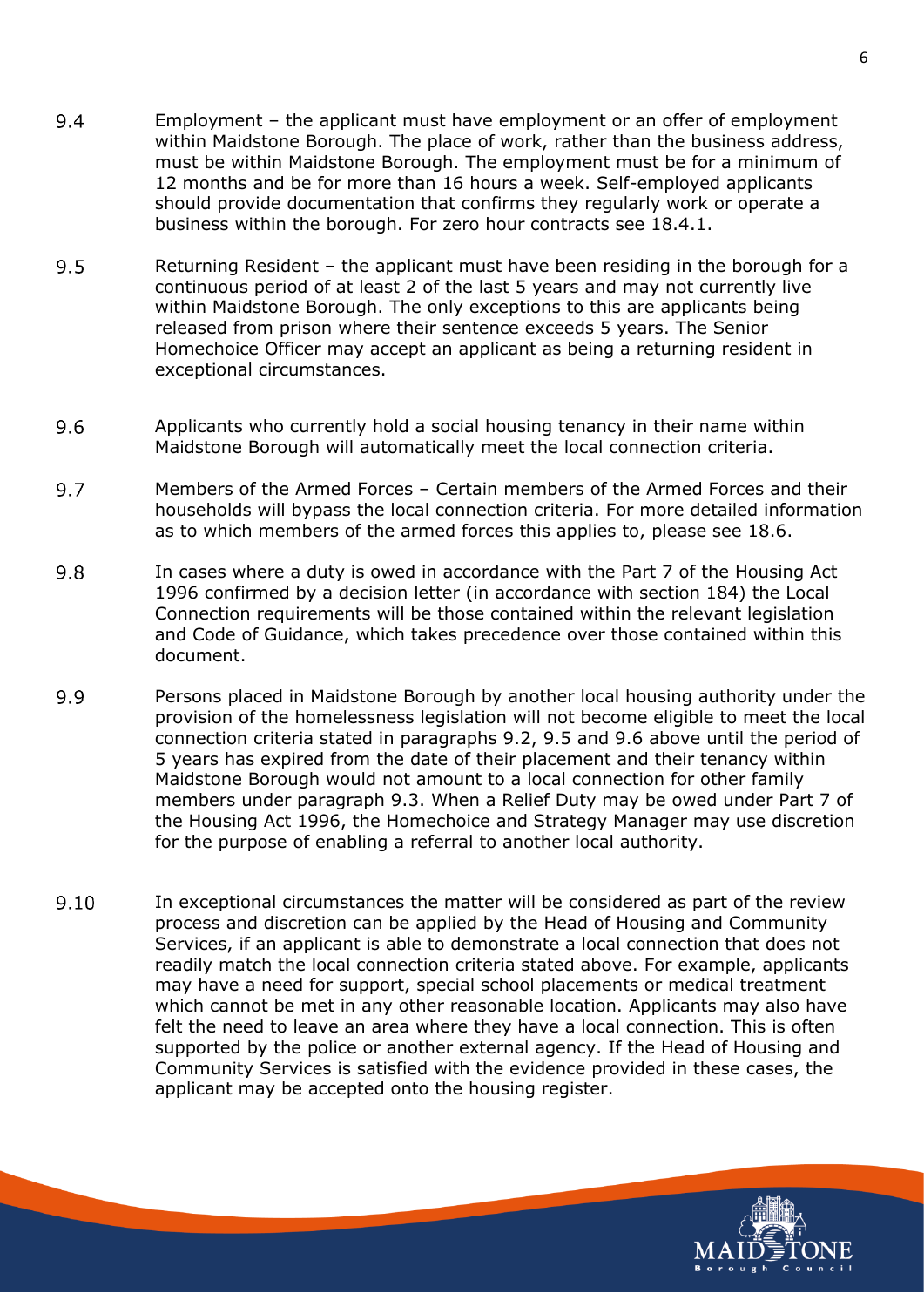9.4 Employment – the applicant must have employment or an offer of employment within Maidstone Borough. The place of work, rather than the business address, must be within Maidstone Borough. The employment must be for a minimum of 12 months and be for more than 16 hours a week. Self-employed applicants should provide documentation that confirms they regularly work or operate a business within the borough. For zero hour contracts see 18.4.1.

9.5 Returning Resident – the applicant must have been residing in the borough for a continuous period of at least 2 of the last 5 years and may not currently live within Maidstone Borough. The only exceptions to this are applicants being released from prison where their sentence exceeds 5 years. The Senior Homechoice Officer may accept an applicant as being a returning resident in exceptional circumstances.

9.6 Applicants who currently hold a social housing tenancy in their name within Maidstone Borough will automatically meet the local connection criteria.

9.7 Members of the Armed Forces – Certain members of the Armed Forces and their households will bypass the local connection criteria. For more detailed information as to which members of the armed forces this applies to, please see 18.6.

9.8 In cases where a duty is owed in accordance with the Part 7 of the Housing Act 1996 confirmed by a decision letter (in accordance with section 184) the Local Connection requirements will be those contained within the relevant legislation and Code of Guidance, which takes precedence over those contained within this document.

9.9 Persons placed in Maidstone Borough by another local housing authority under the provision of the homelessness legislation will not become eligible to meet the local connection criteria stated in paragraphs 9.2, 9.5 and 9.6 above until the period of 5 years has expired from the date of their placement and their tenancy within Maidstone Borough would not amount to a local connection for other family members under paragraph 9.3. When a Relief Duty may be owed under Part 7 of the Housing Act 1996, the Homechoice and Strategy Manager may use discretion for the purpose of enabling a referral to another local authority.

9.10 In exceptional circumstances the matter will be considered as part of the review process and discretion can be applied by the Head of Housing and Community Services, if an applicant is able to demonstrate a local connection that does not readily match the local connection criteria stated above. For example, applicants may have a need for support, special school placements or medical treatment which cannot be met in any other reasonable location. Applicants may also have felt the need to leave an area where they have a local connection. This is often supported by the police or another external agency. If the Head of Housing and Community Services is satisfied with the evidence provided in these cases, the applicant may be accepted onto the housing register.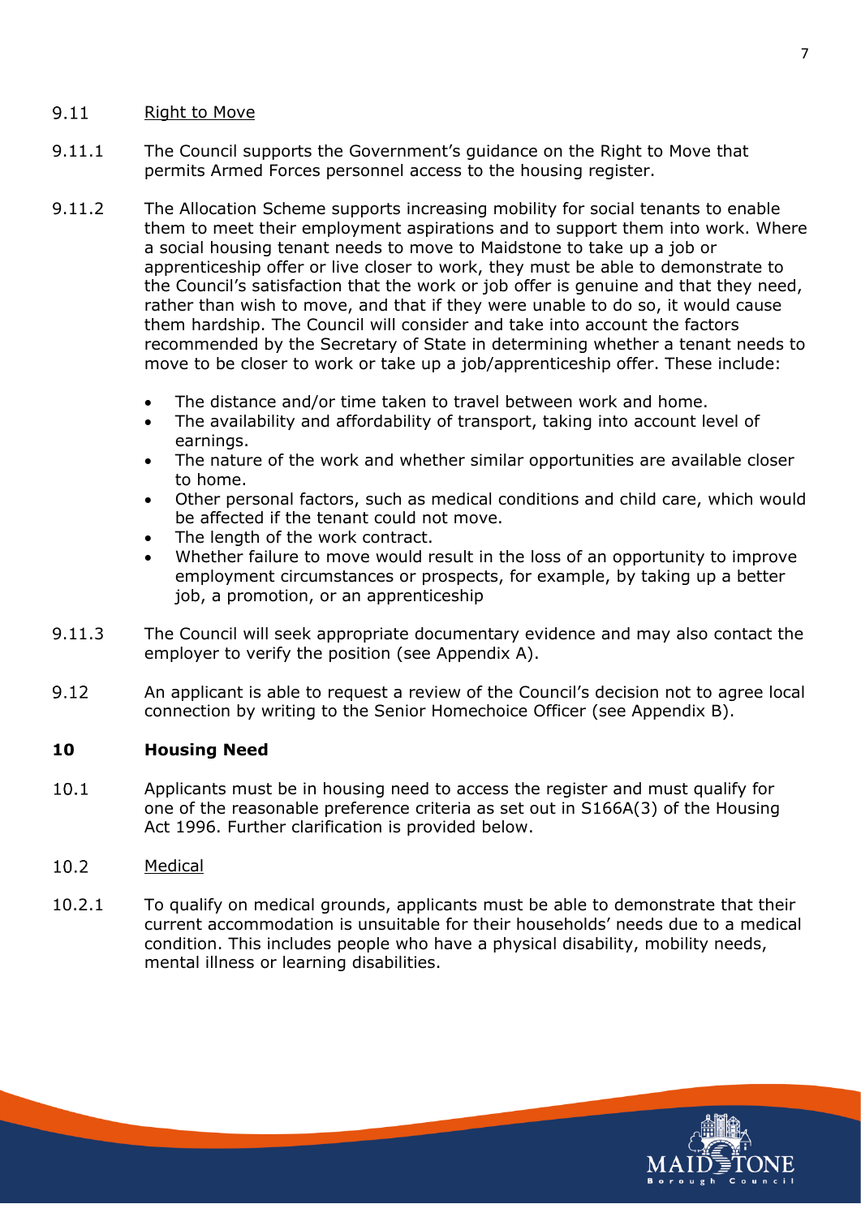9.11 Right to Move

9.11.1 The Council supports the Government's guidance on the Right to Move that permits Armed Forces personnel access to the housing register.

9.11.2 The Allocation Scheme supports increasing mobility for social tenants to enable them to meet their employment aspirations and to support them into work. Where a social housing tenant needs to move to Maidstone to take up a job or apprenticeship offer or live closer to work, they must be able to demonstrate to the Council's satisfaction that the work or job offer is genuine and that they need, rather than wish to move, and that if they were unable to do so, it would cause them hardship. The Council will consider and take into account the factors recommended by the Secretary of State in determining whether a tenant needs to move to be closer to work or take up a job/apprenticeship offer. These include:

- The distance and/or time taken to travel between work and home.
- The availability and affordability of transport, taking into account level of earnings.
- The nature of the work and whether similar opportunities are available closer to home.
- Other personal factors, such as medical conditions and child care, which would be affected if the tenant could not move.
- The length of the work contract.
- Whether failure to move would result in the loss of an opportunity to improve employment circumstances or prospects, for example, by taking up a better job, a promotion, or an apprenticeship

9.11.3 The Council will seek appropriate documentary evidence and may also contact the employer to verify the position (see Appendix A).

9.12 An applicant is able to request a review of the Council's decision not to agree local connection by writing to the Senior Homechoice Officer (see Appendix B).

## 10 Housing Need

10.1 Applicants must be in housing need to access the register and must qualify for one of the reasonable preference criteria as set out in S166A(3) of the Housing Act 1996. Further clarification is provided below.

10.2 Medical

10.2.1 To qualify on medical grounds, applicants must be able to demonstrate that their current accommodation is unsuitable for their households' needs due to a medical condition. This includes people who have a physical disability, mobility needs, mental illness or learning disabilities.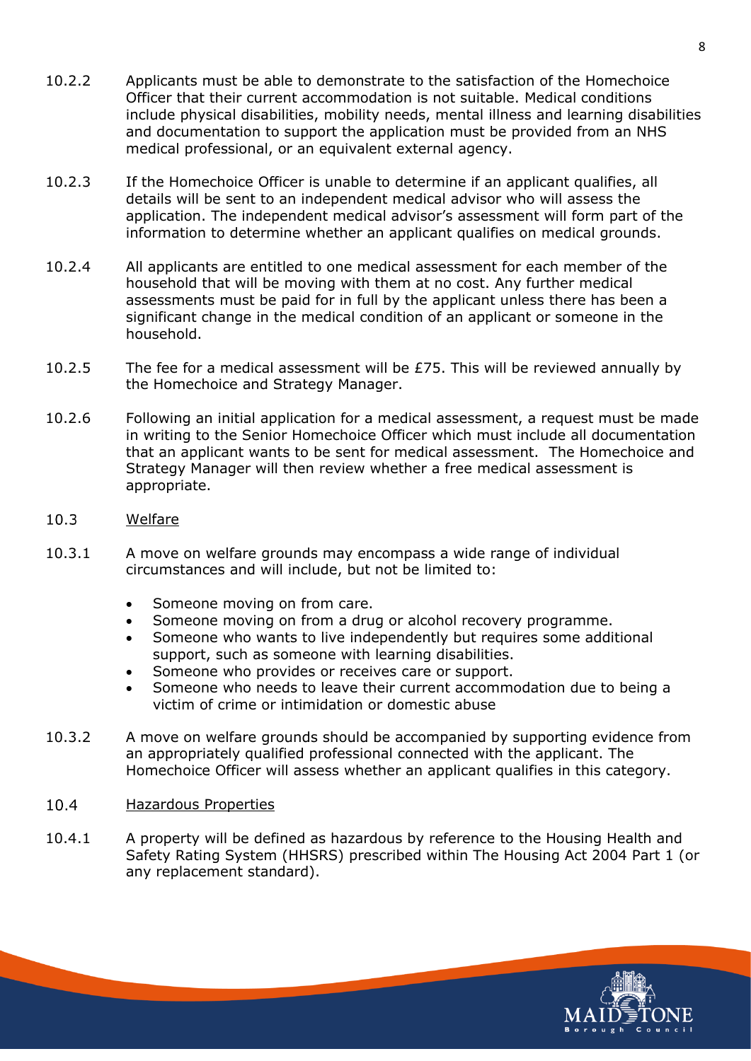10.2.2 Applicants must be able to demonstrate to the satisfaction of the Homechoice Officer that their current accommodation is not suitable. Medical conditions include physical disabilities, mobility needs, mental illness and learning disabilities and documentation to support the application must be provided from an NHS medical professional, or an equivalent external agency.

10.2.3 If the Homechoice Officer is unable to determine if an applicant qualifies, all details will be sent to an independent medical advisor who will assess the application. The independent medical advisor's assessment will form part of the information to determine whether an applicant qualifies on medical grounds.

10.2.4 All applicants are entitled to one medical assessment for each member of the household that will be moving with them at no cost. Any further medical assessments must be paid for in full by the applicant unless there has been a significant change in the medical condition of an applicant or someone in the household.

10.2.5 The fee for a medical assessment will be £75. This will be reviewed annually by the Homechoice and Strategy Manager.

10.2.6 Following an initial application for a medical assessment, a request must be made in writing to the Senior Homechoice Officer which must include all documentation that an applicant wants to be sent for medical assessment. The Homechoice and Strategy Manager will then review whether a free medical assessment is appropriate.

## 10.3 Welfare

10.3.1 A move on welfare grounds may encompass a wide range of individual circumstances and will include, but not be limited to:

- Someone moving on from care.
- Someone moving on from a drug or alcohol recovery programme.
- Someone who wants to live independently but requires some additional support, such as someone with learning disabilities.
- Someone who provides or receives care or support.
- Someone who needs to leave their current accommodation due to being a victim of crime or intimidation or domestic abuse

10.3.2 A move on welfare grounds should be accompanied by supporting evidence from an appropriately qualified professional connected with the applicant. The Homechoice Officer will assess whether an applicant qualifies in this category.

## 10.4 Hazardous Properties

10.4.1 A property will be defined as hazardous by reference to the Housing Health and Safety Rating System (HHSRS) prescribed within The Housing Act 2004 Part 1 (or any replacement standard).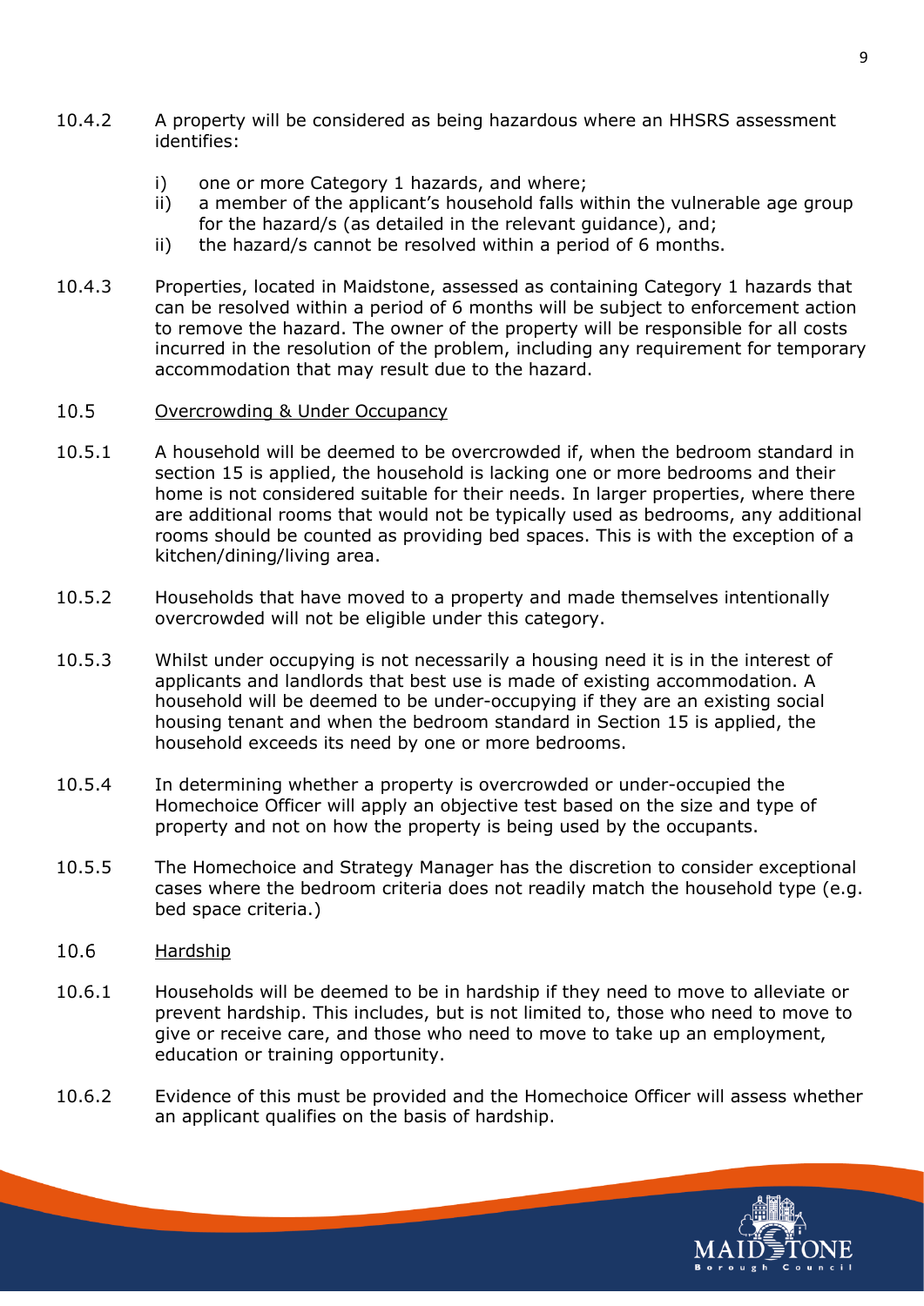10.4.2 A property will be considered as being hazardous where an HHSRS assessment identifies:

- i) one or more Category 1 hazards, and where;
- ii) a member of the applicant's household falls within the vulnerable age group for the hazard/s (as detailed in the relevant guidance), and;
- ii) the hazard/s cannot be resolved within a period of 6 months.

10.4.3 Properties, located in Maidstone, assessed as containing Category 1 hazards that can be resolved within a period of 6 months will be subject to enforcement action to remove the hazard. The owner of the property will be responsible for all costs incurred in the resolution of the problem, including any requirement for temporary accommodation that may result due to the hazard.

10.5 <u>Overcrowding & Under Occupancy</u>

10.5.1 A household will be deemed to be overcrowded if, when the bedroom standard in section 15 is applied, the household is lacking one or more bedrooms and their home is not considered suitable for their needs. In larger properties, where there are additional rooms that would not be typically used as bedrooms, any additional rooms should be counted as providing bed spaces. This is with the exception of a kitchen/dining/living area.

10.5.2 Households that have moved to a property and made themselves intentionally overcrowded will not be eligible under this category.

10.5.3 Whilst under occupying is not necessarily a housing need it is in the interest of applicants and landlords that best use is made of existing accommodation. A household will be deemed to be under-occupying if they are an existing social housing tenant and when the bedroom standard in Section 15 is applied, the household exceeds its need by one or more bedrooms.

10.5.4 In determining whether a property is overcrowded or under-occupied the Homechoice Officer will apply an objective test based on the size and type of property and not on how the property is being used by the occupants.

10.5.5 The Homechoice and Strategy Manager has the discretion to consider exceptional cases where the bedroom criteria does not readily match the household type (e.g. bed space criteria.)

10.6 <u>Hardship</u>

10.6.1 Households will be deemed to be in hardship if they need to move to alleviate or prevent hardship. This includes, but is not limited to, those who need to move to give or receive care, and those who need to move to take up an employment, education or training opportunity.

10.6.2 Evidence of this must be provided and the Homechoice Officer will assess whether an applicant qualifies on the basis of hardship.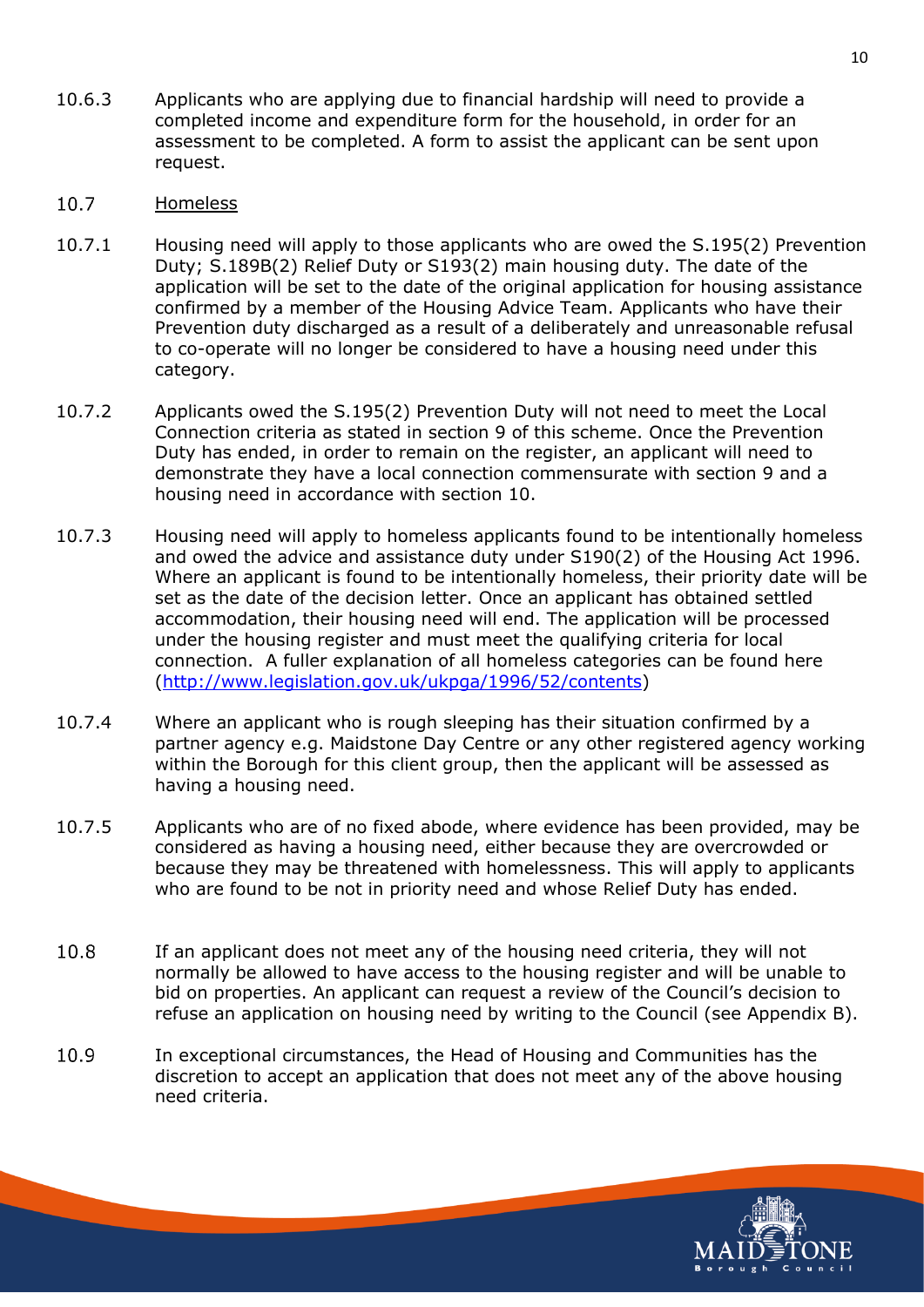10.6.3 Applicants who are applying due to financial hardship will need to provide a completed income and expenditure form for the household, in order for an assessment to be completed. A form to assist the applicant can be sent upon request.

10.7 Homeless

10.7.1 Housing need will apply to those applicants who are owed the S.195(2) Prevention Duty; S.189B(2) Relief Duty or S193(2) main housing duty. The date of the application will be set to the date of the original application for housing assistance confirmed by a member of the Housing Advice Team. Applicants who have their Prevention duty discharged as a result of a deliberately and unreasonable refusal to co-operate will no longer be considered to have a housing need under this category.

10.7.2 Applicants owed the S.195(2) Prevention Duty will not need to meet the Local Connection criteria as stated in section 9 of this scheme. Once the Prevention Duty has ended, in order to remain on the register, an applicant will need to demonstrate they have a local connection commensurate with section 9 and a housing need in accordance with section 10.

10.7.3 Housing need will apply to homeless applicants found to be intentionally homeless and owed the advice and assistance duty under S190(2) of the Housing Act 1996. Where an applicant is found to be intentionally homeless, their priority date will be set as the date of the decision letter. Once an applicant has obtained settled accommodation, their housing need will end. The application will be processed under the housing register and must meet the qualifying criteria for local connection. A fuller explanation of all homeless categories can be found here (http://www.legislation.gov.uk/ukpga/1996/52/contents)

10.7.4 Where an applicant who is rough sleeping has their situation confirmed by a partner agency e.g. Maidstone Day Centre or any other registered agency working within the Borough for this client group, then the applicant will be assessed as having a housing need.

10.7.5 Applicants who are of no fixed abode, where evidence has been provided, may be considered as having a housing need, either because they are overcrowded or because they may be threatened with homelessness. This will apply to applicants who are found to be not in priority need and whose Relief Duty has ended.

10.8 If an applicant does not meet any of the housing need criteria, they will not normally be allowed to have access to the housing register and will be unable to bid on properties. An applicant can request a review of the Council's decision to refuse an application on housing need by writing to the Council (see Appendix B).

10.9 In exceptional circumstances, the Head of Housing and Communities has the discretion to accept an application that does not meet any of the above housing need criteria.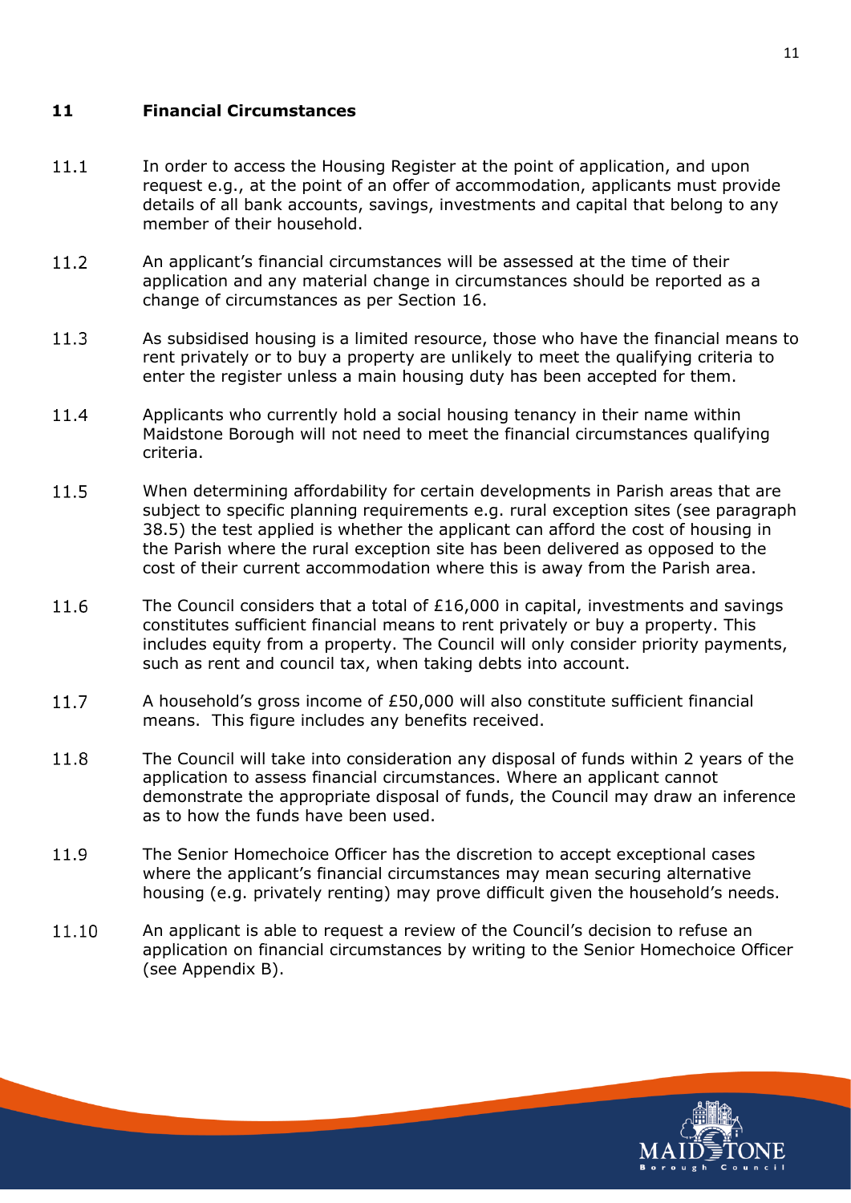## 11 Financial Circumstances

11.1 In order to access the Housing Register at the point of application, and upon request e.g., at the point of an offer of accommodation, applicants must provide details of all bank accounts, savings, investments and capital that belong to any member of their household.

11.2 An applicant's financial circumstances will be assessed at the time of their application and any material change in circumstances should be reported as a change of circumstances as per Section 16.

11.3 As subsidised housing is a limited resource, those who have the financial means to rent privately or to buy a property are unlikely to meet the qualifying criteria to enter the register unless a main housing duty has been accepted for them.

11.4 Applicants who currently hold a social housing tenancy in their name within Maidstone Borough will not need to meet the financial circumstances qualifying criteria.

11.5 When determining affordability for certain developments in Parish areas that are subject to specific planning requirements e.g. rural exception sites (see paragraph 38.5) the test applied is whether the applicant can afford the cost of housing in the Parish where the rural exception site has been delivered as opposed to the cost of their current accommodation where this is away from the Parish area.

11.6 The Council considers that a total of £16,000 in capital, investments and savings constitutes sufficient financial means to rent privately or buy a property. This includes equity from a property. The Council will only consider priority payments, such as rent and council tax, when taking debts into account.

11.7 A household's gross income of £50,000 will also constitute sufficient financial means. This figure includes any benefits received.

11.8 The Council will take into consideration any disposal of funds within 2 years of the application to assess financial circumstances. Where an applicant cannot demonstrate the appropriate disposal of funds, the Council may draw an inference as to how the funds have been used.

11.9 The Senior Homechoice Officer has the discretion to accept exceptional cases where the applicant's financial circumstances may mean securing alternative housing (e.g. privately renting) may prove difficult given the household's needs.

11.10 An applicant is able to request a review of the Council's decision to refuse an application on financial circumstances by writing to the Senior Homechoice Officer (see Appendix B).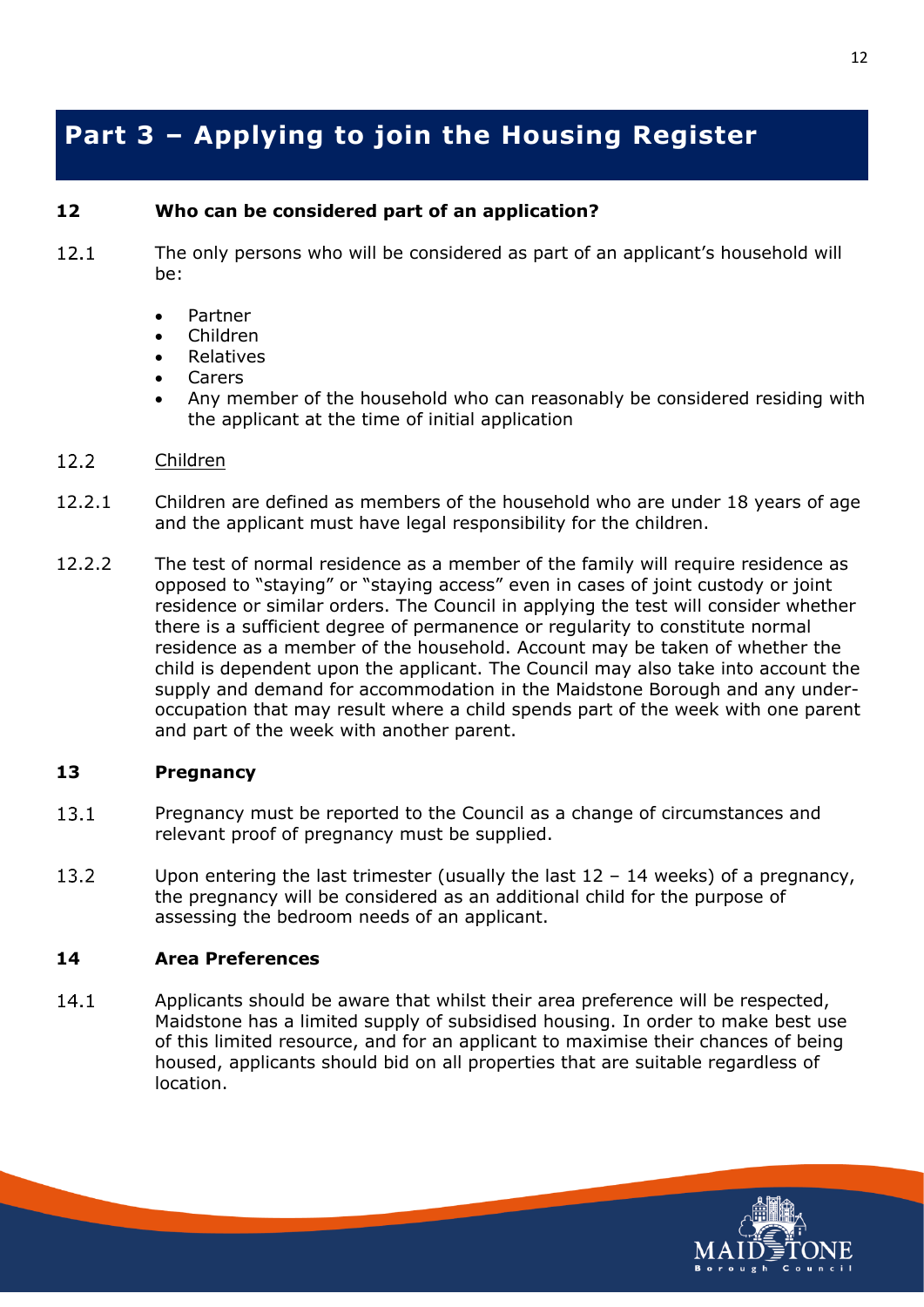# Part 3 – Applying to join the Housing Register

**12 Who can be considered part of an application?**

12.1 The only persons who will be considered as part of an applicant's household will be:

- Partner
- Children
- Relatives
- Carers
- Any member of the household who can reasonably be considered residing with the applicant at the time of initial application

12.2 Children

12.2.1 Children are defined as members of the household who are under 18 years of age and the applicant must have legal responsibility for the children.

12.2.2 The test of normal residence as a member of the family will require residence as opposed to "staying" or "staying access" even in cases of joint custody or joint residence or similar orders. The Council in applying the test will consider whether there is a sufficient degree of permanence or regularity to constitute normal residence as a member of the household. Account may be taken of whether the child is dependent upon the applicant. The Council may also take into account the supply and demand for accommodation in the Maidstone Borough and any under-occupation that may result where a child spends part of the week with one parent and part of the week with another parent.

**13 Pregnancy**

13.1 Pregnancy must be reported to the Council as a change of circumstances and relevant proof of pregnancy must be supplied.

13.2 Upon entering the last trimester (usually the last 12 – 14 weeks) of a pregnancy, the pregnancy will be considered as an additional child for the purpose of assessing the bedroom needs of an applicant.

**14 Area Preferences**

14.1 Applicants should be aware that whilst their area preference will be respected, Maidstone has a limited supply of subsidised housing. In order to make best use of this limited resource, and for an applicant to maximise their chances of being housed, applicants should bid on all properties that are suitable regardless of location.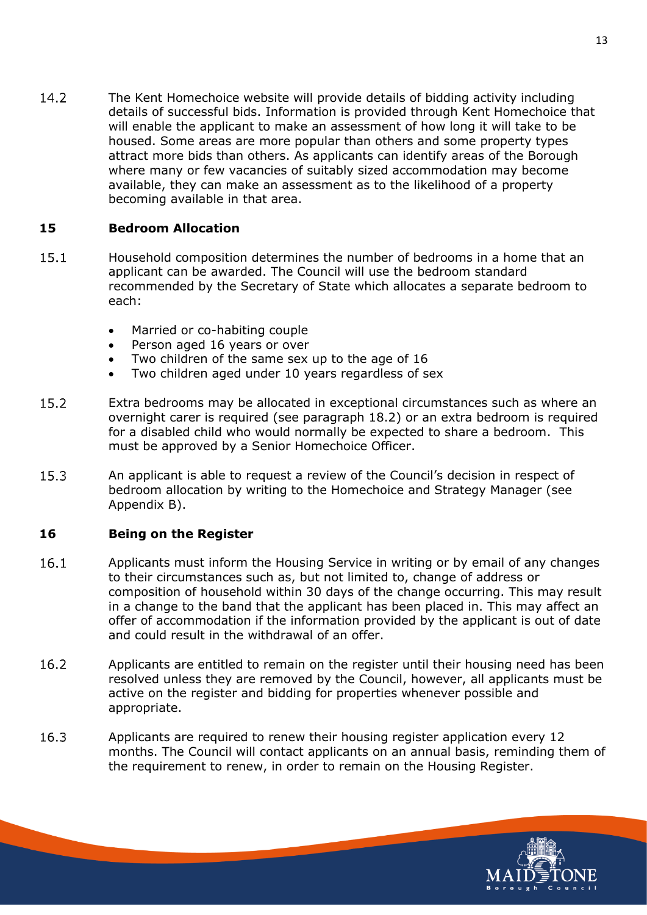14.2 The Kent Homechoice website will provide details of bidding activity including details of successful bids. Information is provided through Kent Homechoice that will enable the applicant to make an assessment of how long it will take to be housed. Some areas are more popular than others and some property types attract more bids than others. As applicants can identify areas of the Borough where many or few vacancies of suitably sized accommodation may become available, they can make an assessment as to the likelihood of a property becoming available in that area.

## 15 Bedroom Allocation

15.1 Household composition determines the number of bedrooms in a home that an applicant can be awarded. The Council will use the bedroom standard recommended by the Secretary of State which allocates a separate bedroom to each:

- Married or co-habiting couple
- Person aged 16 years or over
- Two children of the same sex up to the age of 16
- Two children aged under 10 years regardless of sex

15.2 Extra bedrooms may be allocated in exceptional circumstances such as where an overnight carer is required (see paragraph 18.2) or an extra bedroom is required for a disabled child who would normally be expected to share a bedroom. This must be approved by a Senior Homechoice Officer.

15.3 An applicant is able to request a review of the Council's decision in respect of bedroom allocation by writing to the Homechoice and Strategy Manager (see Appendix B).

## 16 Being on the Register

16.1 Applicants must inform the Housing Service in writing or by email of any changes to their circumstances such as, but not limited to, change of address or composition of household within 30 days of the change occurring. This may result in a change to the band that the applicant has been placed in. This may affect an offer of accommodation if the information provided by the applicant is out of date and could result in the withdrawal of an offer.

16.2 Applicants are entitled to remain on the register until their housing need has been resolved unless they are removed by the Council, however, all applicants must be active on the register and bidding for properties whenever possible and appropriate.

16.3 Applicants are required to renew their housing register application every 12 months. The Council will contact applicants on an annual basis, reminding them of the requirement to renew, in order to remain on the Housing Register.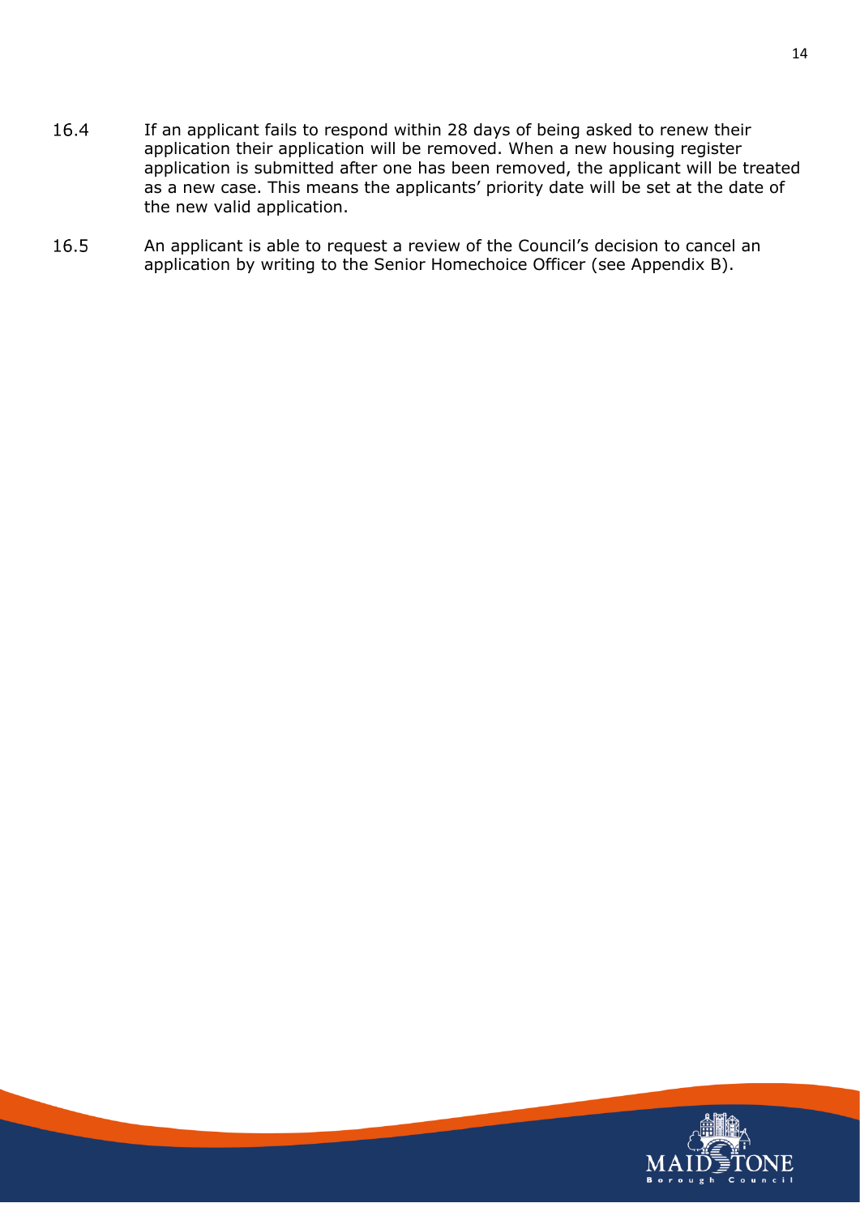16.4 If an applicant fails to respond within 28 days of being asked to renew their application their application will be removed. When a new housing register application is submitted after one has been removed, the applicant will be treated as a new case. This means the applicants' priority date will be set at the date of the new valid application.

16.5 An applicant is able to request a review of the Council's decision to cancel an application by writing to the Senior Homechoice Officer (see Appendix B).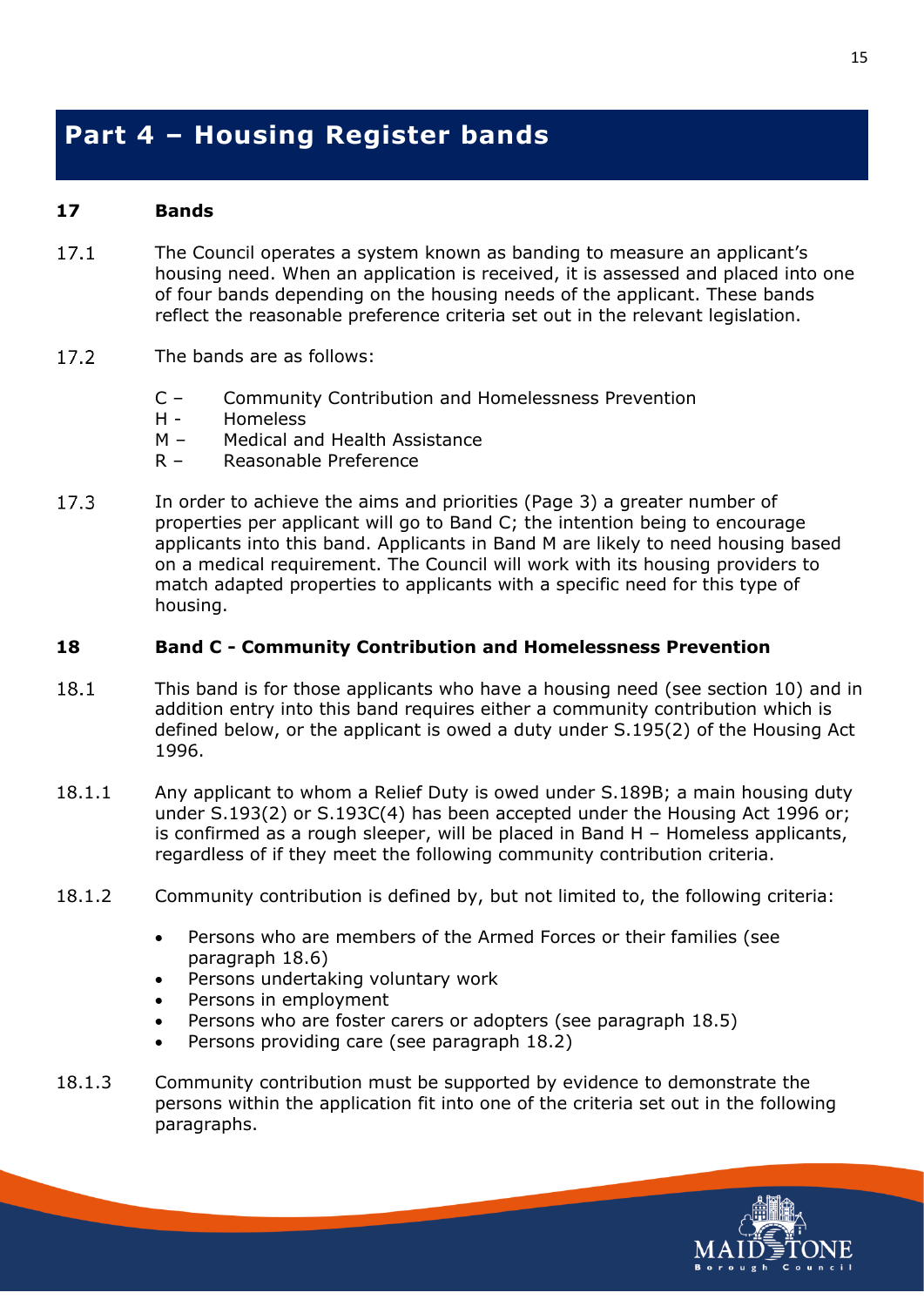# Part 4 – Housing Register bands

## 17 Bands

17.1 The Council operates a system known as banding to measure an applicant's housing need. When an application is received, it is assessed and placed into one of four bands depending on the housing needs of the applicant. These bands reflect the reasonable preference criteria set out in the relevant legislation.

17.2 The bands are as follows:

C – Community Contribution and Homelessness Prevention
H - Homeless
M – Medical and Health Assistance
R – Reasonable Preference

17.3 In order to achieve the aims and priorities (Page 3) a greater number of properties per applicant will go to Band C; the intention being to encourage applicants into this band. Applicants in Band M are likely to need housing based on a medical requirement. The Council will work with its housing providers to match adapted properties to applicants with a specific need for this type of housing.

## 18 Band C - Community Contribution and Homelessness Prevention

18.1 This band is for those applicants who have a housing need (see section 10) and in addition entry into this band requires either a community contribution which is defined below, or the applicant is owed a duty under S.195(2) of the Housing Act 1996.

18.1.1 Any applicant to whom a Relief Duty is owed under S.189B; a main housing duty under S.193(2) or S.193C(4) has been accepted under the Housing Act 1996 or; is confirmed as a rough sleeper, will be placed in Band H – Homeless applicants, regardless of if they meet the following community contribution criteria.

18.1.2 Community contribution is defined by, but not limited to, the following criteria:

- Persons who are members of the Armed Forces or their families (see paragraph 18.6)
- Persons undertaking voluntary work
- Persons in employment
- Persons who are foster carers or adopters (see paragraph 18.5)
- Persons providing care (see paragraph 18.2)

18.1.3 Community contribution must be supported by evidence to demonstrate the persons within the application fit into one of the criteria set out in the following paragraphs.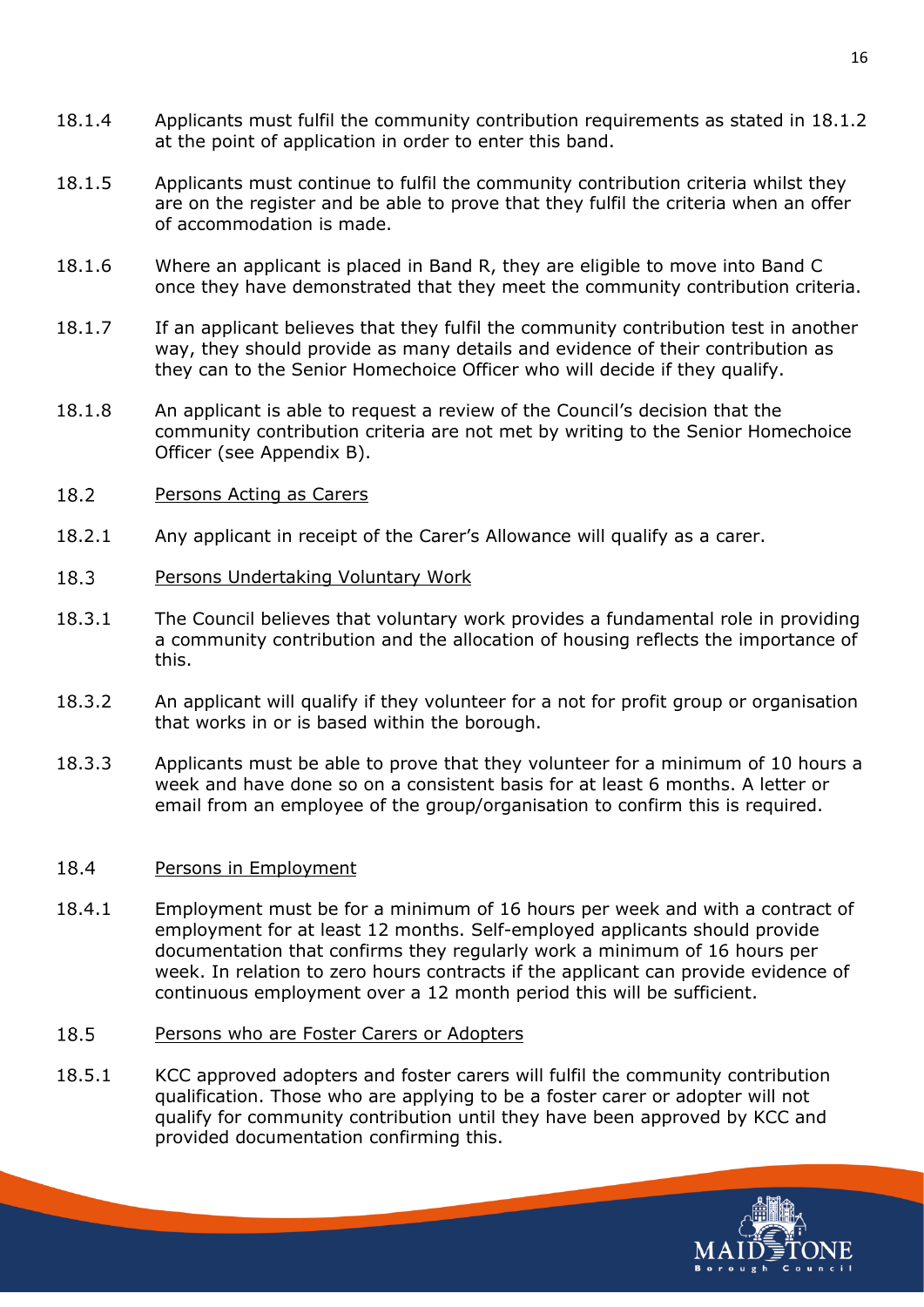18.1.4 Applicants must fulfil the community contribution requirements as stated in 18.1.2 at the point of application in order to enter this band.

18.1.5 Applicants must continue to fulfil the community contribution criteria whilst they are on the register and be able to prove that they fulfil the criteria when an offer of accommodation is made.

18.1.6 Where an applicant is placed in Band R, they are eligible to move into Band C once they have demonstrated that they meet the community contribution criteria.

18.1.7 If an applicant believes that they fulfil the community contribution test in another way, they should provide as many details and evidence of their contribution as they can to the Senior Homechoice Officer who will decide if they qualify.

18.1.8 An applicant is able to request a review of the Council's decision that the community contribution criteria are not met by writing to the Senior Homechoice Officer (see Appendix B).

18.2 Persons Acting as Carers

18.2.1 Any applicant in receipt of the Carer's Allowance will qualify as a carer.

18.3 Persons Undertaking Voluntary Work

18.3.1 The Council believes that voluntary work provides a fundamental role in providing a community contribution and the allocation of housing reflects the importance of this.

18.3.2 An applicant will qualify if they volunteer for a not for profit group or organisation that works in or is based within the borough.

18.3.3 Applicants must be able to prove that they volunteer for a minimum of 10 hours a week and have done so on a consistent basis for at least 6 months. A letter or email from an employee of the group/organisation to confirm this is required.

18.4 Persons in Employment

18.4.1 Employment must be for a minimum of 16 hours per week and with a contract of employment for at least 12 months. Self-employed applicants should provide documentation that confirms they regularly work a minimum of 16 hours per week. In relation to zero hours contracts if the applicant can provide evidence of continuous employment over a 12 month period this will be sufficient.

18.5 Persons who are Foster Carers or Adopters

18.5.1 KCC approved adopters and foster carers will fulfil the community contribution qualification. Those who are applying to be a foster carer or adopter will not qualify for community contribution until they have been approved by KCC and provided documentation confirming this.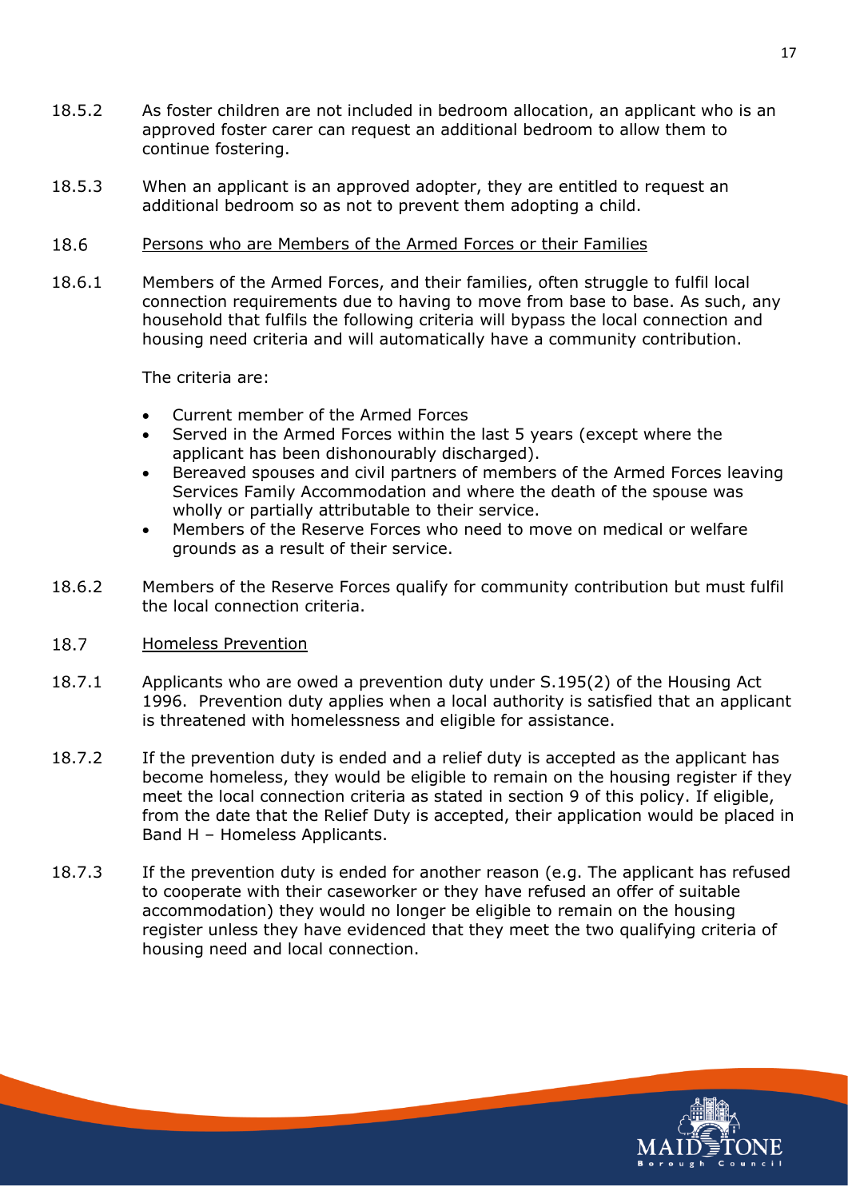18.5.2 As foster children are not included in bedroom allocation, an applicant who is an approved foster carer can request an additional bedroom to allow them to continue fostering.

18.5.3 When an applicant is an approved adopter, they are entitled to request an additional bedroom so as not to prevent them adopting a child.

### 18.6 Persons who are Members of the Armed Forces or their Families

18.6.1 Members of the Armed Forces, and their families, often struggle to fulfil local connection requirements due to having to move from base to base. As such, any household that fulfils the following criteria will bypass the local connection and housing need criteria and will automatically have a community contribution.

The criteria are:

- Current member of the Armed Forces
- Served in the Armed Forces within the last 5 years (except where the applicant has been dishonourably discharged).
- Bereaved spouses and civil partners of members of the Armed Forces leaving Services Family Accommodation and where the death of the spouse was wholly or partially attributable to their service.
- Members of the Reserve Forces who need to move on medical or welfare grounds as a result of their service.

18.6.2 Members of the Reserve Forces qualify for community contribution but must fulfil the local connection criteria.

### 18.7 Homeless Prevention

18.7.1 Applicants who are owed a prevention duty under S.195(2) of the Housing Act 1996. Prevention duty applies when a local authority is satisfied that an applicant is threatened with homelessness and eligible for assistance.

18.7.2 If the prevention duty is ended and a relief duty is accepted as the applicant has become homeless, they would be eligible to remain on the housing register if they meet the local connection criteria as stated in section 9 of this policy. If eligible, from the date that the Relief Duty is accepted, their application would be placed in Band H – Homeless Applicants.

18.7.3 If the prevention duty is ended for another reason (e.g. The applicant has refused to cooperate with their caseworker or they have refused an offer of suitable accommodation) they would no longer be eligible to remain on the housing register unless they have evidenced that they meet the two qualifying criteria of housing need and local connection.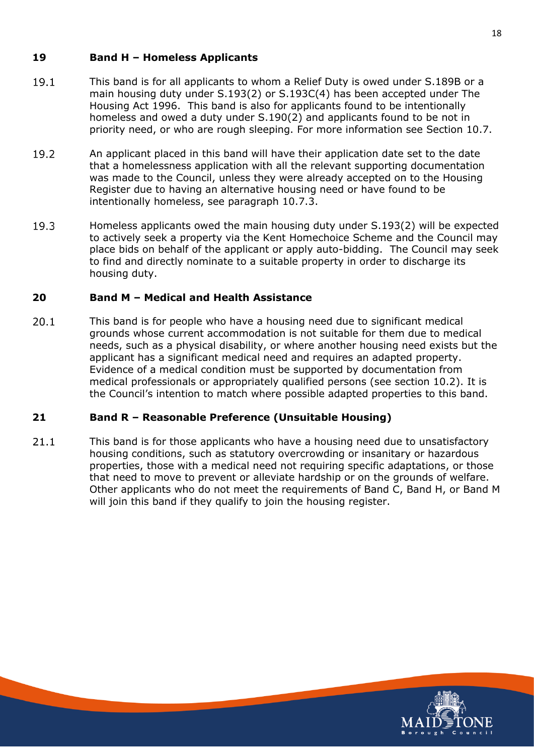## 19 Band H – Homeless Applicants

19.1 This band is for all applicants to whom a Relief Duty is owed under S.189B or a main housing duty under S.193(2) or S.193C(4) has been accepted under The Housing Act 1996. This band is also for applicants found to be intentionally homeless and owed a duty under S.190(2) and applicants found to be not in priority need, or who are rough sleeping. For more information see Section 10.7.

19.2 An applicant placed in this band will have their application date set to the date that a homelessness application with all the relevant supporting documentation was made to the Council, unless they were already accepted on to the Housing Register due to having an alternative housing need or have found to be intentionally homeless, see paragraph 10.7.3.

19.3 Homeless applicants owed the main housing duty under S.193(2) will be expected to actively seek a property via the Kent Homechoice Scheme and the Council may place bids on behalf of the applicant or apply auto-bidding. The Council may seek to find and directly nominate to a suitable property in order to discharge its housing duty.

## 20 Band M – Medical and Health Assistance

20.1 This band is for people who have a housing need due to significant medical grounds whose current accommodation is not suitable for them due to medical needs, such as a physical disability, or where another housing need exists but the applicant has a significant medical need and requires an adapted property. Evidence of a medical condition must be supported by documentation from medical professionals or appropriately qualified persons (see section 10.2). It is the Council's intention to match where possible adapted properties to this band.

## 21 Band R – Reasonable Preference (Unsuitable Housing)

21.1 This band is for those applicants who have a housing need due to unsatisfactory housing conditions, such as statutory overcrowding or insanitary or hazardous properties, those with a medical need not requiring specific adaptations, or those that need to move to prevent or alleviate hardship or on the grounds of welfare. Other applicants who do not meet the requirements of Band C, Band H, or Band M will join this band if they qualify to join the housing register.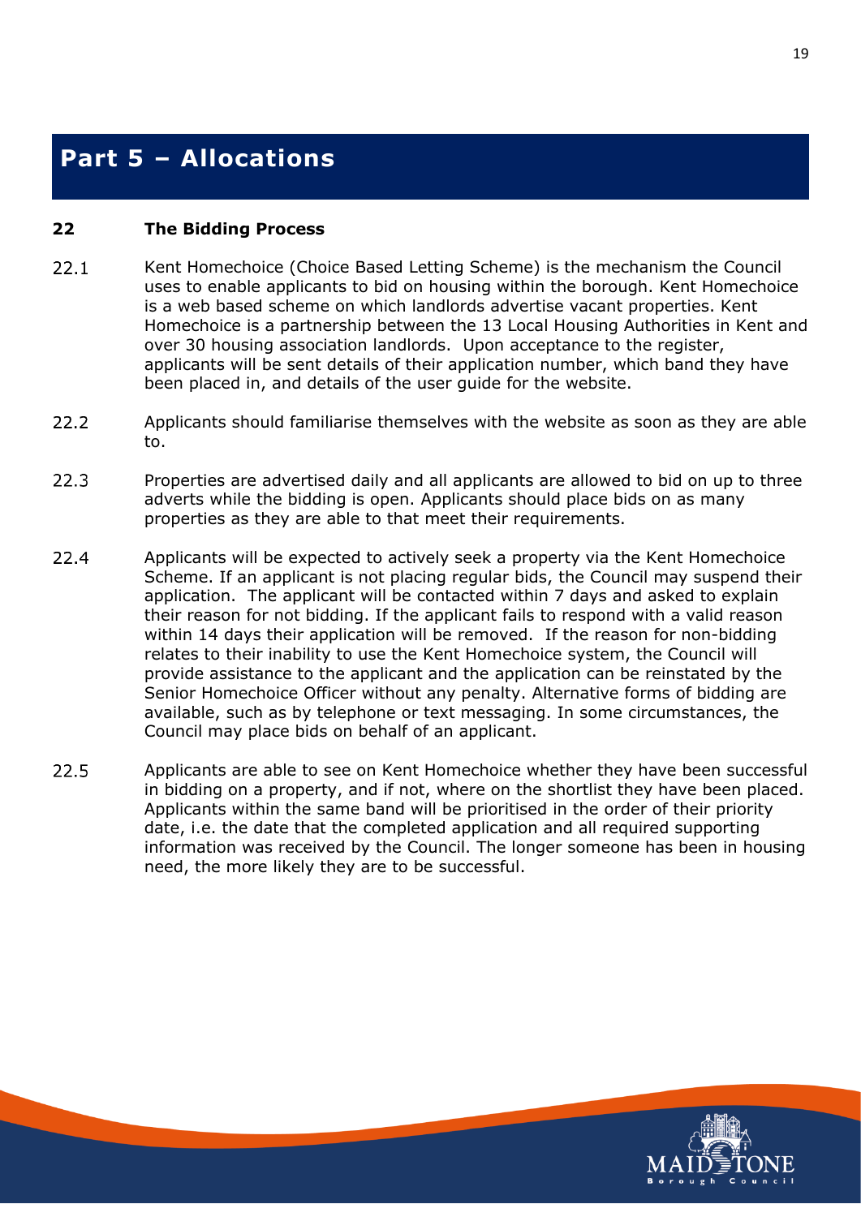# Part 5 – Allocations

## 22 The Bidding Process

22.1 Kent Homechoice (Choice Based Letting Scheme) is the mechanism the Council uses to enable applicants to bid on housing within the borough. Kent Homechoice is a web based scheme on which landlords advertise vacant properties. Kent Homechoice is a partnership between the 13 Local Housing Authorities in Kent and over 30 housing association landlords. Upon acceptance to the register, applicants will be sent details of their application number, which band they have been placed in, and details of the user guide for the website.

22.2 Applicants should familiarise themselves with the website as soon as they are able to.

22.3 Properties are advertised daily and all applicants are allowed to bid on up to three adverts while the bidding is open. Applicants should place bids on as many properties as they are able to that meet their requirements.

22.4 Applicants will be expected to actively seek a property via the Kent Homechoice Scheme. If an applicant is not placing regular bids, the Council may suspend their application. The applicant will be contacted within 7 days and asked to explain their reason for not bidding. If the applicant fails to respond with a valid reason within 14 days their application will be removed. If the reason for non-bidding relates to their inability to use the Kent Homechoice system, the Council will provide assistance to the applicant and the application can be reinstated by the Senior Homechoice Officer without any penalty. Alternative forms of bidding are available, such as by telephone or text messaging. In some circumstances, the Council may place bids on behalf of an applicant.

22.5 Applicants are able to see on Kent Homechoice whether they have been successful in bidding on a property, and if not, where on the shortlist they have been placed. Applicants within the same band will be prioritised in the order of their priority date, i.e. the date that the completed application and all required supporting information was received by the Council. The longer someone has been in housing need, the more likely they are to be successful.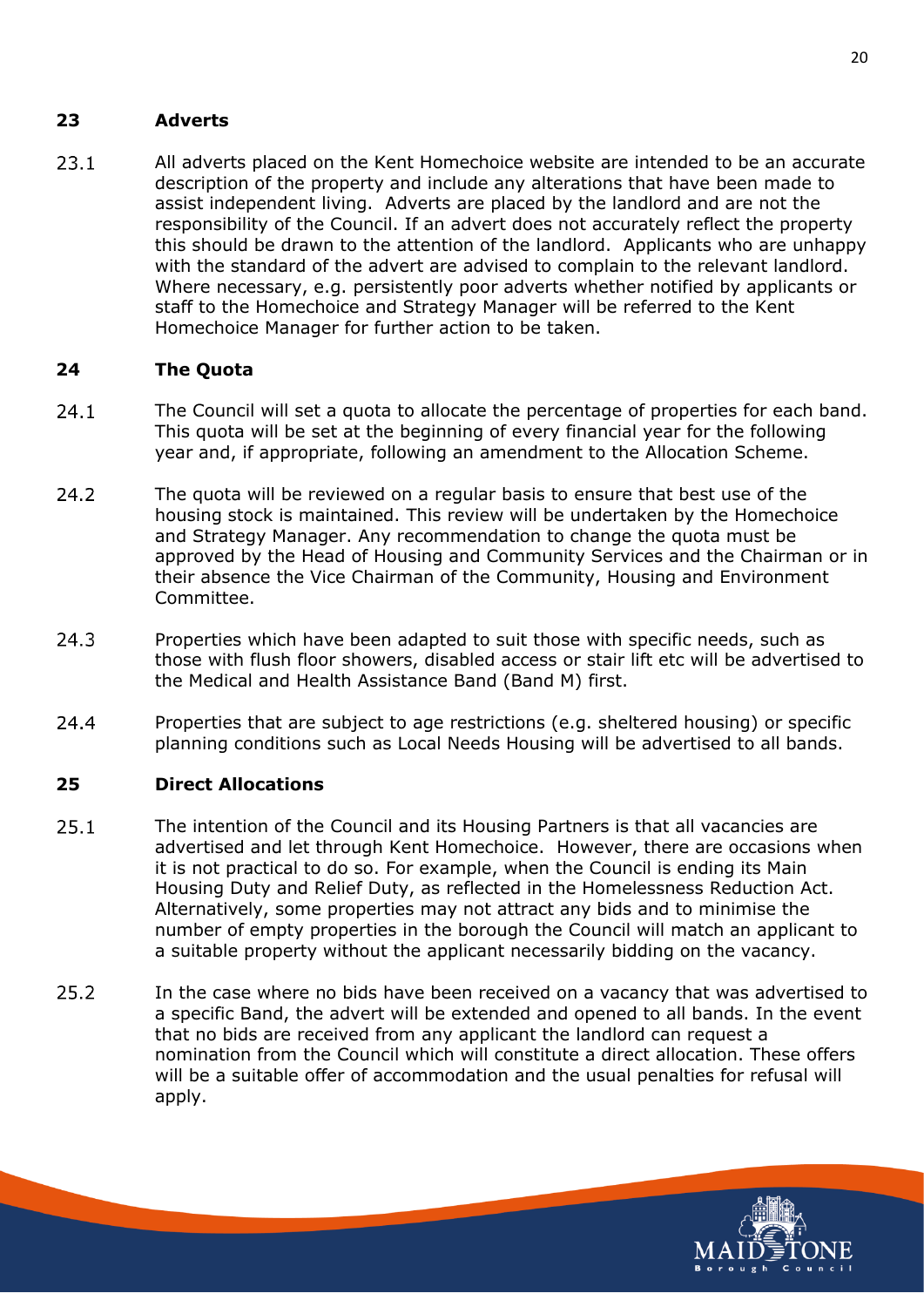## 23 Adverts

23.1 All adverts placed on the Kent Homechoice website are intended to be an accurate description of the property and include any alterations that have been made to assist independent living. Adverts are placed by the landlord and are not the responsibility of the Council. If an advert does not accurately reflect the property this should be drawn to the attention of the landlord. Applicants who are unhappy with the standard of the advert are advised to complain to the relevant landlord. Where necessary, e.g. persistently poor adverts whether notified by applicants or staff to the Homechoice and Strategy Manager will be referred to the Kent Homechoice Manager for further action to be taken.

## 24 The Quota

24.1 The Council will set a quota to allocate the percentage of properties for each band. This quota will be set at the beginning of every financial year for the following year and, if appropriate, following an amendment to the Allocation Scheme.

24.2 The quota will be reviewed on a regular basis to ensure that best use of the housing stock is maintained. This review will be undertaken by the Homechoice and Strategy Manager. Any recommendation to change the quota must be approved by the Head of Housing and Community Services and the Chairman or in their absence the Vice Chairman of the Community, Housing and Environment Committee.

24.3 Properties which have been adapted to suit those with specific needs, such as those with flush floor showers, disabled access or stair lift etc will be advertised to the Medical and Health Assistance Band (Band M) first.

24.4 Properties that are subject to age restrictions (e.g. sheltered housing) or specific planning conditions such as Local Needs Housing will be advertised to all bands.

## 25 Direct Allocations

25.1 The intention of the Council and its Housing Partners is that all vacancies are advertised and let through Kent Homechoice. However, there are occasions when it is not practical to do so. For example, when the Council is ending its Main Housing Duty and Relief Duty, as reflected in the Homelessness Reduction Act. Alternatively, some properties may not attract any bids and to minimise the number of empty properties in the borough the Council will match an applicant to a suitable property without the applicant necessarily bidding on the vacancy.

25.2 In the case where no bids have been received on a vacancy that was advertised to a specific Band, the advert will be extended and opened to all bands. In the event that no bids are received from any applicant the landlord can request a nomination from the Council which will constitute a direct allocation. These offers will be a suitable offer of accommodation and the usual penalties for refusal will apply.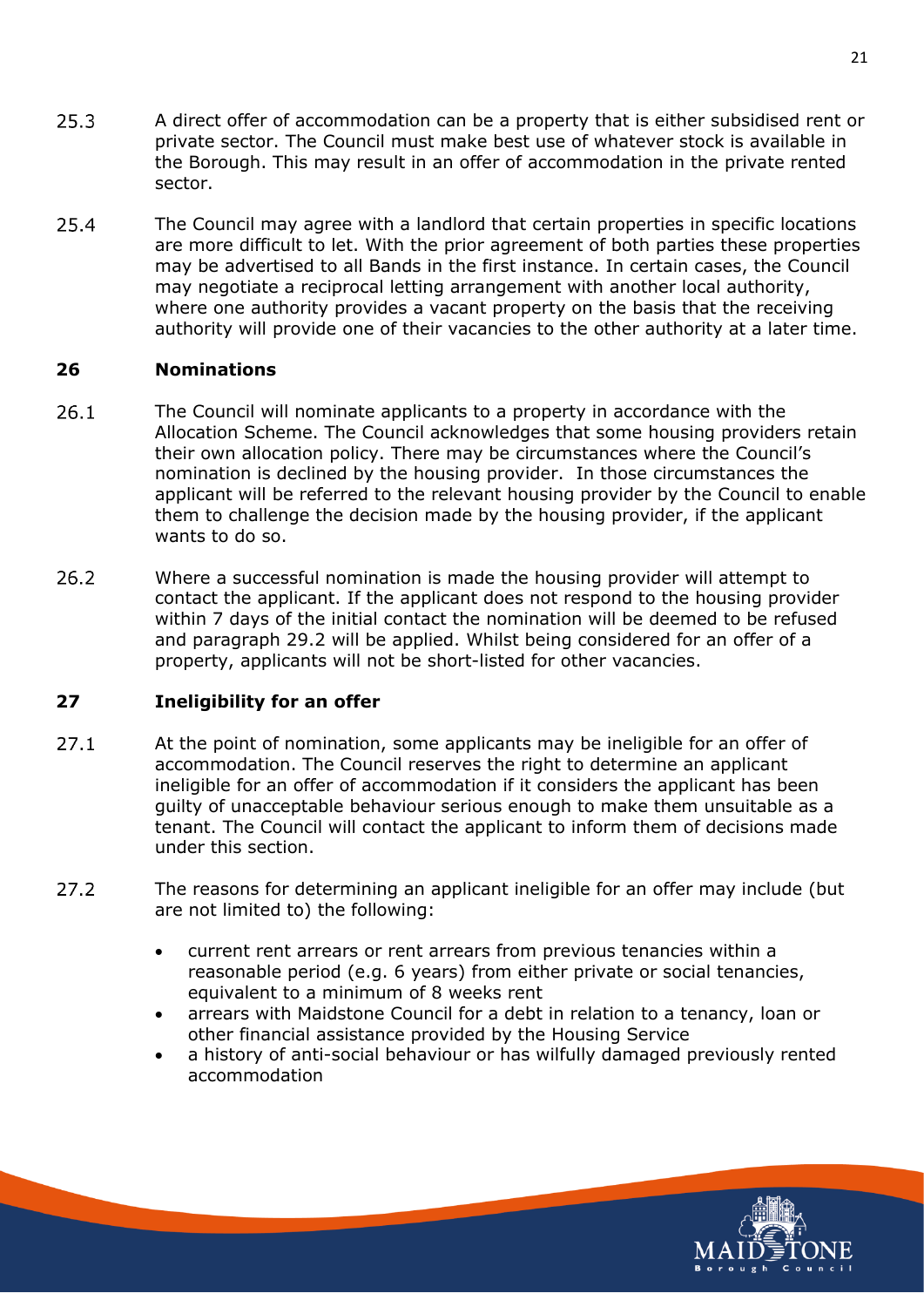25.3 A direct offer of accommodation can be a property that is either subsidised rent or private sector. The Council must make best use of whatever stock is available in the Borough. This may result in an offer of accommodation in the private rented sector.

25.4 The Council may agree with a landlord that certain properties in specific locations are more difficult to let. With the prior agreement of both parties these properties may be advertised to all Bands in the first instance. In certain cases, the Council may negotiate a reciprocal letting arrangement with another local authority, where one authority provides a vacant property on the basis that the receiving authority will provide one of their vacancies to the other authority at a later time.

## 26 Nominations

26.1 The Council will nominate applicants to a property in accordance with the Allocation Scheme. The Council acknowledges that some housing providers retain their own allocation policy. There may be circumstances where the Council's nomination is declined by the housing provider. In those circumstances the applicant will be referred to the relevant housing provider by the Council to enable them to challenge the decision made by the housing provider, if the applicant wants to do so.

26.2 Where a successful nomination is made the housing provider will attempt to contact the applicant. If the applicant does not respond to the housing provider within 7 days of the initial contact the nomination will be deemed to be refused and paragraph 29.2 will be applied. Whilst being considered for an offer of a property, applicants will not be short-listed for other vacancies.

## 27 Ineligibility for an offer

27.1 At the point of nomination, some applicants may be ineligible for an offer of accommodation. The Council reserves the right to determine an applicant ineligible for an offer of accommodation if it considers the applicant has been guilty of unacceptable behaviour serious enough to make them unsuitable as a tenant. The Council will contact the applicant to inform them of decisions made under this section.

27.2 The reasons for determining an applicant ineligible for an offer may include (but are not limited to) the following:

- current rent arrears or rent arrears from previous tenancies within a reasonable period (e.g. 6 years) from either private or social tenancies, equivalent to a minimum of 8 weeks rent
- arrears with Maidstone Council for a debt in relation to a tenancy, loan or other financial assistance provided by the Housing Service
- a history of anti-social behaviour or has wilfully damaged previously rented accommodation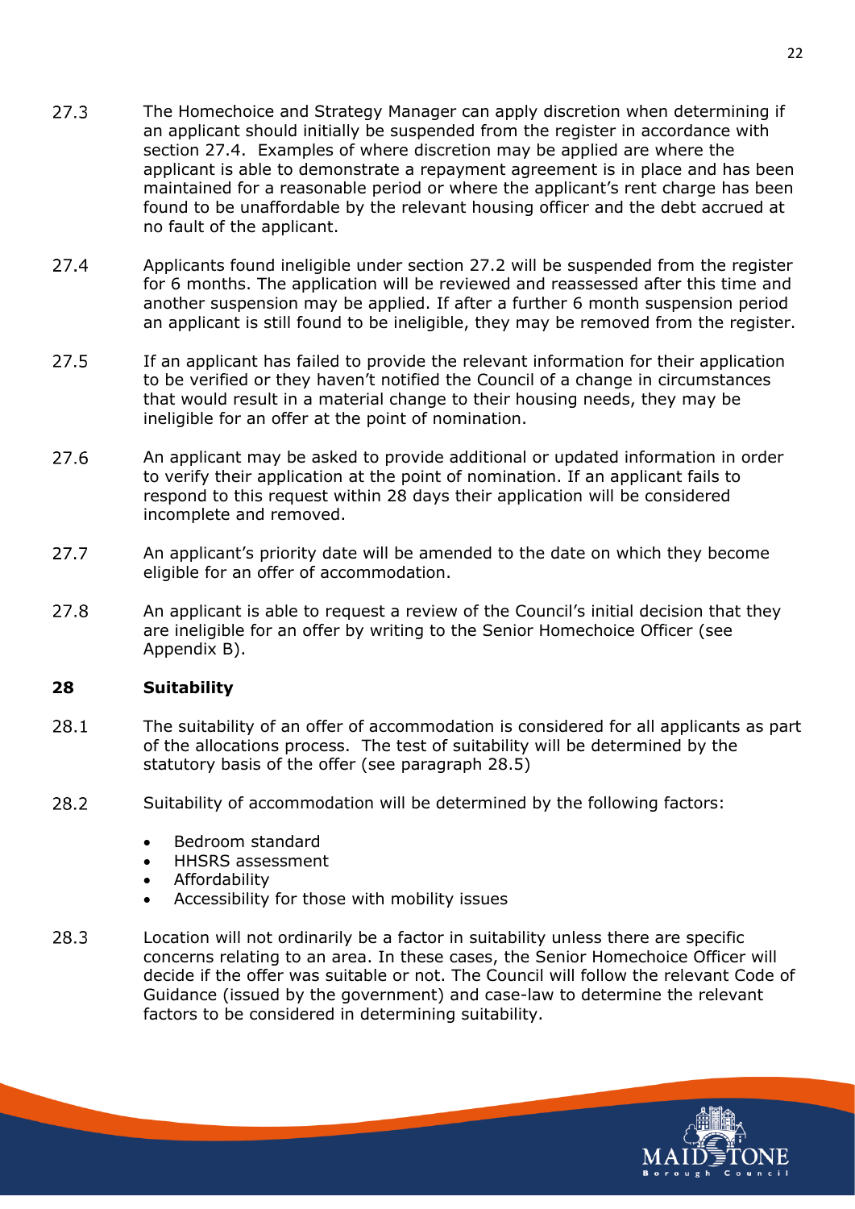27.3 The Homechoice and Strategy Manager can apply discretion when determining if an applicant should initially be suspended from the register in accordance with section 27.4. Examples of where discretion may be applied are where the applicant is able to demonstrate a repayment agreement is in place and has been maintained for a reasonable period or where the applicant's rent charge has been found to be unaffordable by the relevant housing officer and the debt accrued at no fault of the applicant.

27.4 Applicants found ineligible under section 27.2 will be suspended from the register for 6 months. The application will be reviewed and reassessed after this time and another suspension may be applied. If after a further 6 month suspension period an applicant is still found to be ineligible, they may be removed from the register.

27.5 If an applicant has failed to provide the relevant information for their application to be verified or they haven't notified the Council of a change in circumstances that would result in a material change to their housing needs, they may be ineligible for an offer at the point of nomination.

27.6 An applicant may be asked to provide additional or updated information in order to verify their application at the point of nomination. If an applicant fails to respond to this request within 28 days their application will be considered incomplete and removed.

27.7 An applicant's priority date will be amended to the date on which they become eligible for an offer of accommodation.

27.8 An applicant is able to request a review of the Council's initial decision that they are ineligible for an offer by writing to the Senior Homechoice Officer (see Appendix B).

## 28 Suitability

28.1 The suitability of an offer of accommodation is considered for all applicants as part of the allocations process. The test of suitability will be determined by the statutory basis of the offer (see paragraph 28.5)

28.2 Suitability of accommodation will be determined by the following factors:

- Bedroom standard
- HHSRS assessment
- Affordability
- Accessibility for those with mobility issues

28.3 Location will not ordinarily be a factor in suitability unless there are specific concerns relating to an area. In these cases, the Senior Homechoice Officer will decide if the offer was suitable or not. The Council will follow the relevant Code of Guidance (issued by the government) and case-law to determine the relevant factors to be considered in determining suitability.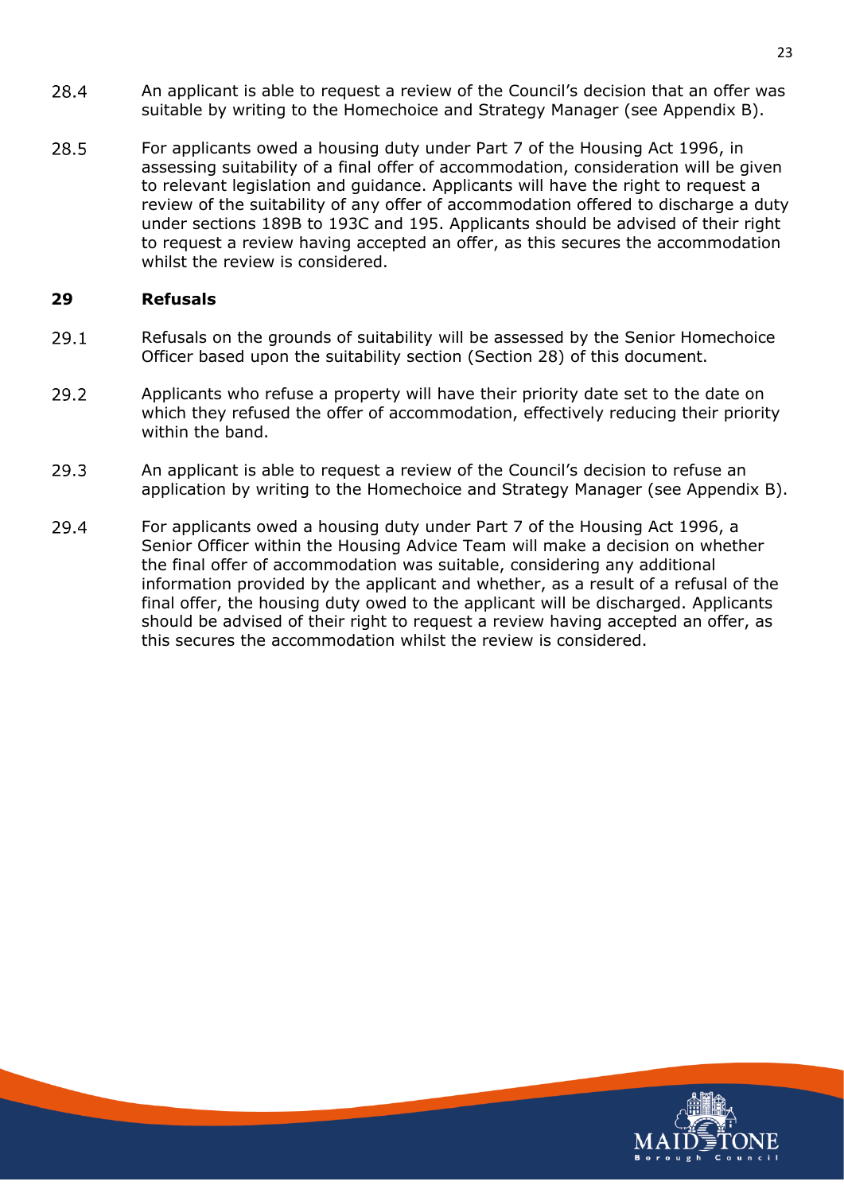28.4 An applicant is able to request a review of the Council's decision that an offer was suitable by writing to the Homechoice and Strategy Manager (see Appendix B).

28.5 For applicants owed a housing duty under Part 7 of the Housing Act 1996, in assessing suitability of a final offer of accommodation, consideration will be given to relevant legislation and guidance. Applicants will have the right to request a review of the suitability of any offer of accommodation offered to discharge a duty under sections 189B to 193C and 195. Applicants should be advised of their right to request a review having accepted an offer, as this secures the accommodation whilst the review is considered.

## 29 Refusals

29.1 Refusals on the grounds of suitability will be assessed by the Senior Homechoice Officer based upon the suitability section (Section 28) of this document.

29.2 Applicants who refuse a property will have their priority date set to the date on which they refused the offer of accommodation, effectively reducing their priority within the band.

29.3 An applicant is able to request a review of the Council's decision to refuse an application by writing to the Homechoice and Strategy Manager (see Appendix B).

29.4 For applicants owed a housing duty under Part 7 of the Housing Act 1996, a Senior Officer within the Housing Advice Team will make a decision on whether the final offer of accommodation was suitable, considering any additional information provided by the applicant and whether, as a result of a refusal of the final offer, the housing duty owed to the applicant will be discharged. Applicants should be advised of their right to request a review having accepted an offer, as this secures the accommodation whilst the review is considered.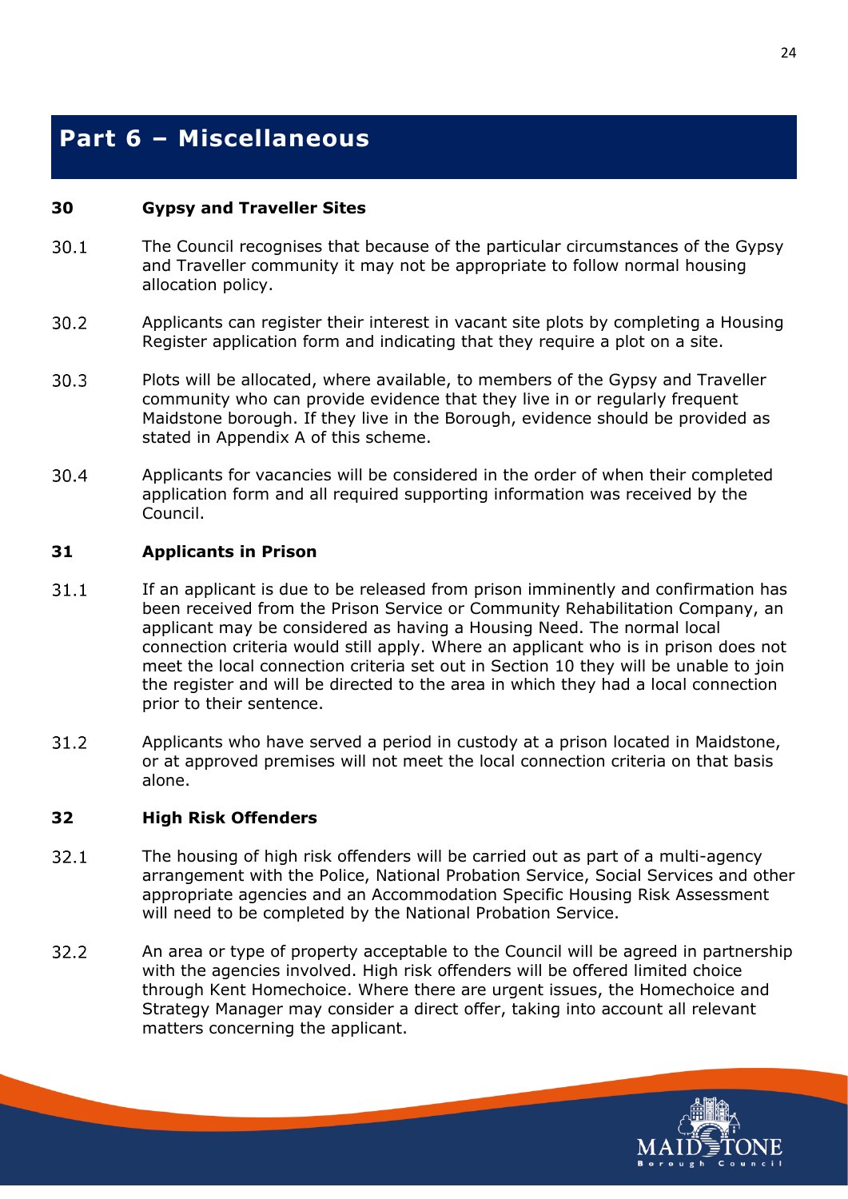# Part 6 – Miscellaneous

## 30 Gypsy and Traveller Sites

30.1 The Council recognises that because of the particular circumstances of the Gypsy and Traveller community it may not be appropriate to follow normal housing allocation policy.

30.2 Applicants can register their interest in vacant site plots by completing a Housing Register application form and indicating that they require a plot on a site.

30.3 Plots will be allocated, where available, to members of the Gypsy and Traveller community who can provide evidence that they live in or regularly frequent Maidstone borough. If they live in the Borough, evidence should be provided as stated in Appendix A of this scheme.

30.4 Applicants for vacancies will be considered in the order of when their completed application form and all required supporting information was received by the Council.

## 31 Applicants in Prison

31.1 If an applicant is due to be released from prison imminently and confirmation has been received from the Prison Service or Community Rehabilitation Company, an applicant may be considered as having a Housing Need. The normal local connection criteria would still apply. Where an applicant who is in prison does not meet the local connection criteria set out in Section 10 they will be unable to join the register and will be directed to the area in which they had a local connection prior to their sentence.

31.2 Applicants who have served a period in custody at a prison located in Maidstone, or at approved premises will not meet the local connection criteria on that basis alone.

## 32 High Risk Offenders

32.1 The housing of high risk offenders will be carried out as part of a multi-agency arrangement with the Police, National Probation Service, Social Services and other appropriate agencies and an Accommodation Specific Housing Risk Assessment will need to be completed by the National Probation Service.

32.2 An area or type of property acceptable to the Council will be agreed in partnership with the agencies involved. High risk offenders will be offered limited choice through Kent Homechoice. Where there are urgent issues, the Homechoice and Strategy Manager may consider a direct offer, taking into account all relevant matters concerning the applicant.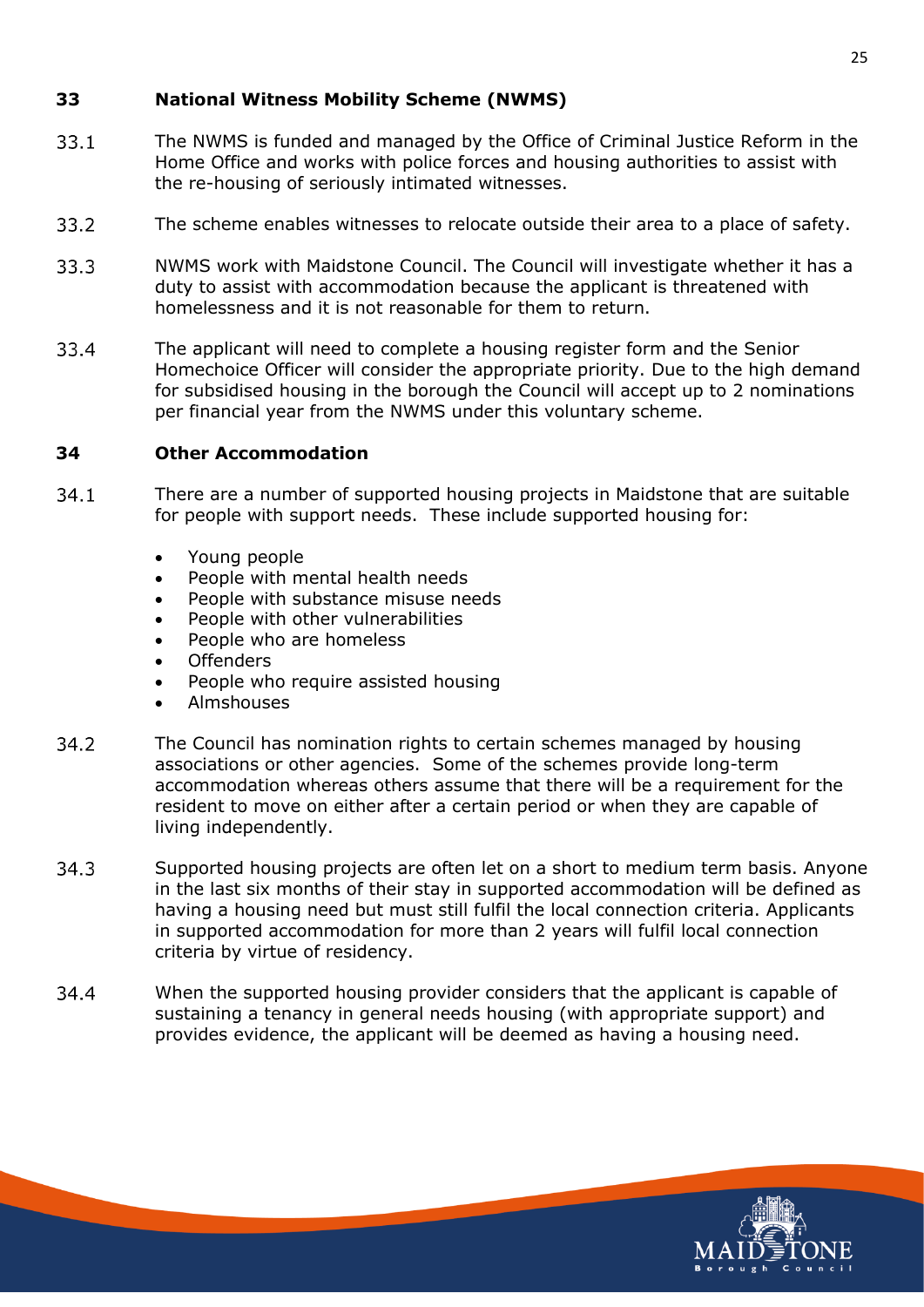## 33 National Witness Mobility Scheme (NWMS)

33.1 The NWMS is funded and managed by the Office of Criminal Justice Reform in the Home Office and works with police forces and housing authorities to assist with the re-housing of seriously intimated witnesses.

33.2 The scheme enables witnesses to relocate outside their area to a place of safety.

33.3 NWMS work with Maidstone Council. The Council will investigate whether it has a duty to assist with accommodation because the applicant is threatened with homelessness and it is not reasonable for them to return.

33.4 The applicant will need to complete a housing register form and the Senior Homechoice Officer will consider the appropriate priority. Due to the high demand for subsidised housing in the borough the Council will accept up to 2 nominations per financial year from the NWMS under this voluntary scheme.

## 34 Other Accommodation

34.1 There are a number of supported housing projects in Maidstone that are suitable for people with support needs. These include supported housing for:

- Young people
- People with mental health needs
- People with substance misuse needs
- People with other vulnerabilities
- People who are homeless
- Offenders
- People who require assisted housing
- Almshouses

34.2 The Council has nomination rights to certain schemes managed by housing associations or other agencies. Some of the schemes provide long-term accommodation whereas others assume that there will be a requirement for the resident to move on either after a certain period or when they are capable of living independently.

34.3 Supported housing projects are often let on a short to medium term basis. Anyone in the last six months of their stay in supported accommodation will be defined as having a housing need but must still fulfil the local connection criteria. Applicants in supported accommodation for more than 2 years will fulfil local connection criteria by virtue of residency.

34.4 When the supported housing provider considers that the applicant is capable of sustaining a tenancy in general needs housing (with appropriate support) and provides evidence, the applicant will be deemed as having a housing need.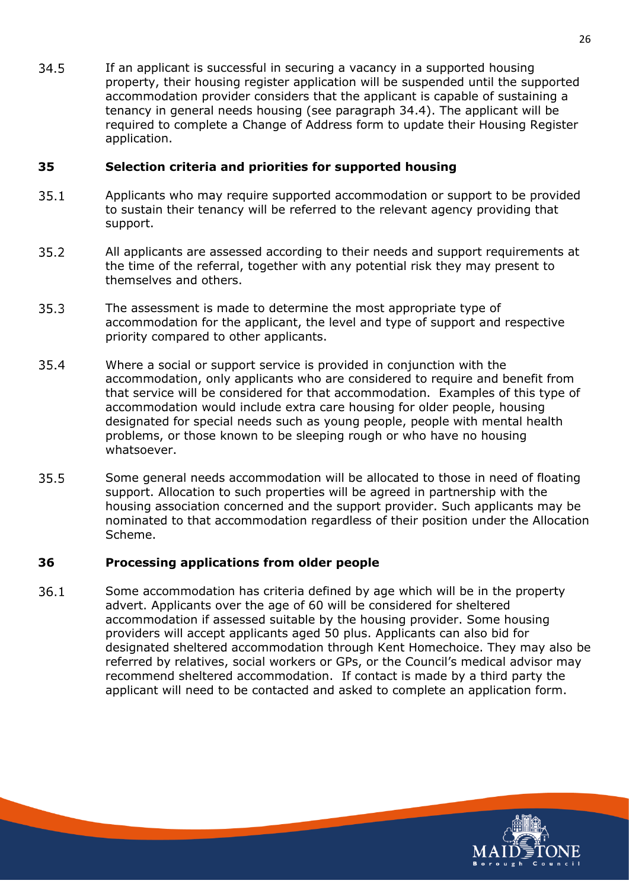34.5 If an applicant is successful in securing a vacancy in a supported housing property, their housing register application will be suspended until the supported accommodation provider considers that the applicant is capable of sustaining a tenancy in general needs housing (see paragraph 34.4). The applicant will be required to complete a Change of Address form to update their Housing Register application.

## 35 Selection criteria and priorities for supported housing

35.1 Applicants who may require supported accommodation or support to be provided to sustain their tenancy will be referred to the relevant agency providing that support.

35.2 All applicants are assessed according to their needs and support requirements at the time of the referral, together with any potential risk they may present to themselves and others.

35.3 The assessment is made to determine the most appropriate type of accommodation for the applicant, the level and type of support and respective priority compared to other applicants.

35.4 Where a social or support service is provided in conjunction with the accommodation, only applicants who are considered to require and benefit from that service will be considered for that accommodation. Examples of this type of accommodation would include extra care housing for older people, housing designated for special needs such as young people, people with mental health problems, or those known to be sleeping rough or who have no housing whatsoever.

35.5 Some general needs accommodation will be allocated to those in need of floating support. Allocation to such properties will be agreed in partnership with the housing association concerned and the support provider. Such applicants may be nominated to that accommodation regardless of their position under the Allocation Scheme.

## 36 Processing applications from older people

36.1 Some accommodation has criteria defined by age which will be in the property advert. Applicants over the age of 60 will be considered for sheltered accommodation if assessed suitable by the housing provider. Some housing providers will accept applicants aged 50 plus. Applicants can also bid for designated sheltered accommodation through Kent Homechoice. They may also be referred by relatives, social workers or GPs, or the Council's medical advisor may recommend sheltered accommodation. If contact is made by a third party the applicant will need to be contacted and asked to complete an application form.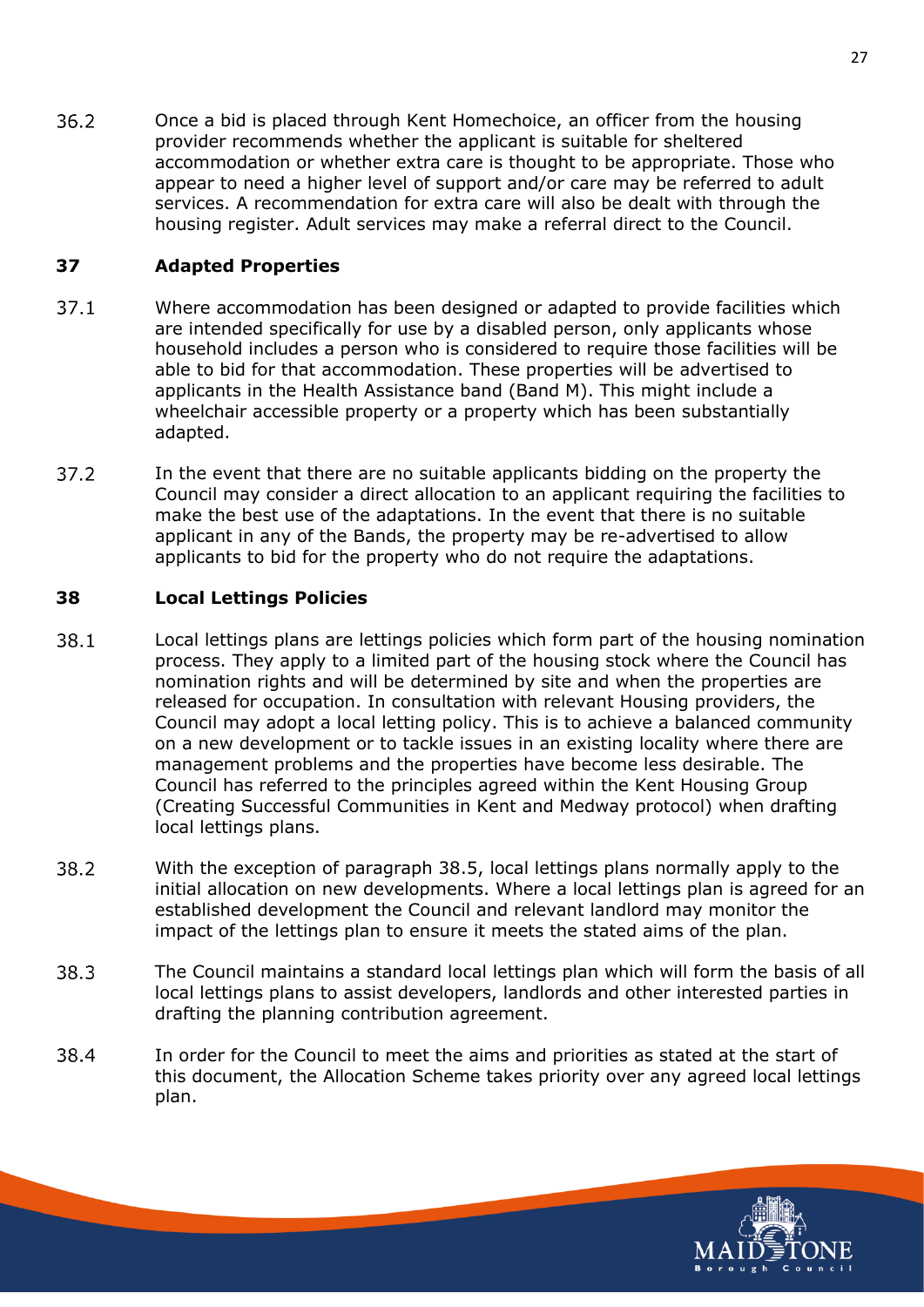36.2 Once a bid is placed through Kent Homechoice, an officer from the housing provider recommends whether the applicant is suitable for sheltered accommodation or whether extra care is thought to be appropriate. Those who appear to need a higher level of support and/or care may be referred to adult services. A recommendation for extra care will also be dealt with through the housing register. Adult services may make a referral direct to the Council.

## 37 Adapted Properties

37.1 Where accommodation has been designed or adapted to provide facilities which are intended specifically for use by a disabled person, only applicants whose household includes a person who is considered to require those facilities will be able to bid for that accommodation. These properties will be advertised to applicants in the Health Assistance band (Band M). This might include a wheelchair accessible property or a property which has been substantially adapted.

37.2 In the event that there are no suitable applicants bidding on the property the Council may consider a direct allocation to an applicant requiring the facilities to make the best use of the adaptations. In the event that there is no suitable applicant in any of the Bands, the property may be re-advertised to allow applicants to bid for the property who do not require the adaptations.

## 38 Local Lettings Policies

38.1 Local lettings plans are lettings policies which form part of the housing nomination process. They apply to a limited part of the housing stock where the Council has nomination rights and will be determined by site and when the properties are released for occupation. In consultation with relevant Housing providers, the Council may adopt a local letting policy. This is to achieve a balanced community on a new development or to tackle issues in an existing locality where there are management problems and the properties have become less desirable. The Council has referred to the principles agreed within the Kent Housing Group (Creating Successful Communities in Kent and Medway protocol) when drafting local lettings plans.

38.2 With the exception of paragraph 38.5, local lettings plans normally apply to the initial allocation on new developments. Where a local lettings plan is agreed for an established development the Council and relevant landlord may monitor the impact of the lettings plan to ensure it meets the stated aims of the plan.

38.3 The Council maintains a standard local lettings plan which will form the basis of all local lettings plans to assist developers, landlords and other interested parties in drafting the planning contribution agreement.

38.4 In order for the Council to meet the aims and priorities as stated at the start of this document, the Allocation Scheme takes priority over any agreed local lettings plan.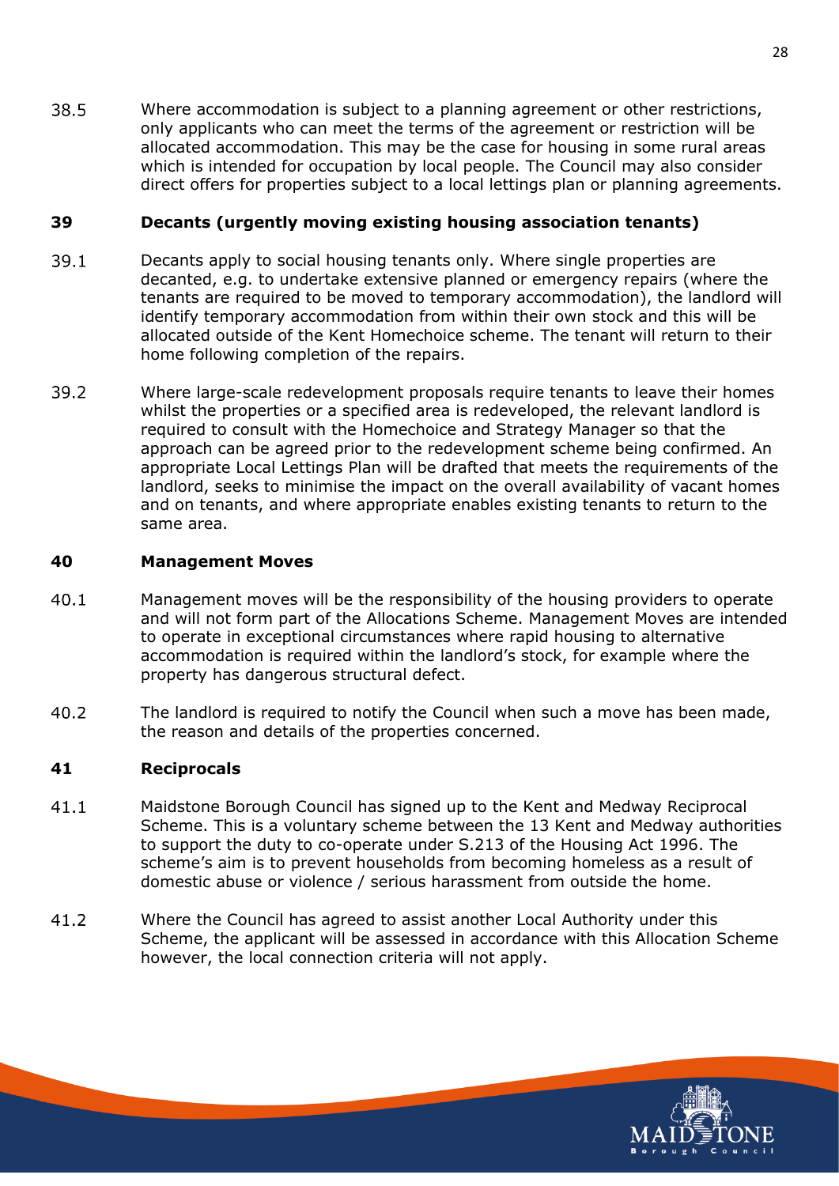38.5 Where accommodation is subject to a planning agreement or other restrictions, only applicants who can meet the terms of the agreement or restriction will be allocated accommodation. This may be the case for housing in some rural areas which is intended for occupation by local people. The Council may also consider direct offers for properties subject to a local lettings plan or planning agreements.

## 39 Decants (urgently moving existing housing association tenants)

39.1 Decants apply to social housing tenants only. Where single properties are decanted, e.g. to undertake extensive planned or emergency repairs (where the tenants are required to be moved to temporary accommodation), the landlord will identify temporary accommodation from within their own stock and this will be allocated outside of the Kent Homechoice scheme. The tenant will return to their home following completion of the repairs.

39.2 Where large-scale redevelopment proposals require tenants to leave their homes whilst the properties or a specified area is redeveloped, the relevant landlord is required to consult with the Homechoice and Strategy Manager so that the approach can be agreed prior to the redevelopment scheme being confirmed. An appropriate Local Lettings Plan will be drafted that meets the requirements of the landlord, seeks to minimise the impact on the overall availability of vacant homes and on tenants, and where appropriate enables existing tenants to return to the same area.

## 40 Management Moves

40.1 Management moves will be the responsibility of the housing providers to operate and will not form part of the Allocations Scheme. Management Moves are intended to operate in exceptional circumstances where rapid housing to alternative accommodation is required within the landlord's stock, for example where the property has dangerous structural defect.

40.2 The landlord is required to notify the Council when such a move has been made, the reason and details of the properties concerned.

## 41 Reciprocals

41.1 Maidstone Borough Council has signed up to the Kent and Medway Reciprocal Scheme. This is a voluntary scheme between the 13 Kent and Medway authorities to support the duty to co-operate under S.213 of the Housing Act 1996. The scheme's aim is to prevent households from becoming homeless as a result of domestic abuse or violence / serious harassment from outside the home.

41.2 Where the Council has agreed to assist another Local Authority under this Scheme, the applicant will be assessed in accordance with this Allocation Scheme however, the local connection criteria will not apply.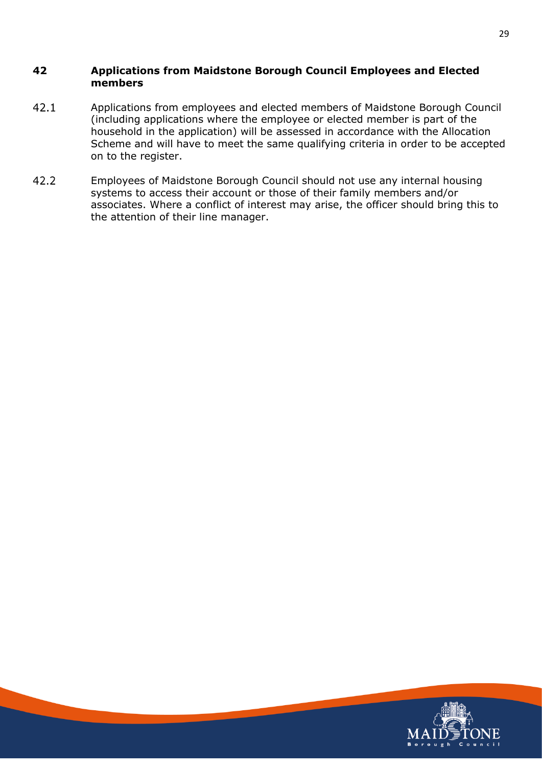## 42 Applications from Maidstone Borough Council Employees and Elected members

42.1 Applications from employees and elected members of Maidstone Borough Council (including applications where the employee or elected member is part of the household in the application) will be assessed in accordance with the Allocation Scheme and will have to meet the same qualifying criteria in order to be accepted on to the register.

42.2 Employees of Maidstone Borough Council should not use any internal housing systems to access their account or those of their family members and/or associates. Where a conflict of interest may arise, the officer should bring this to the attention of their line manager.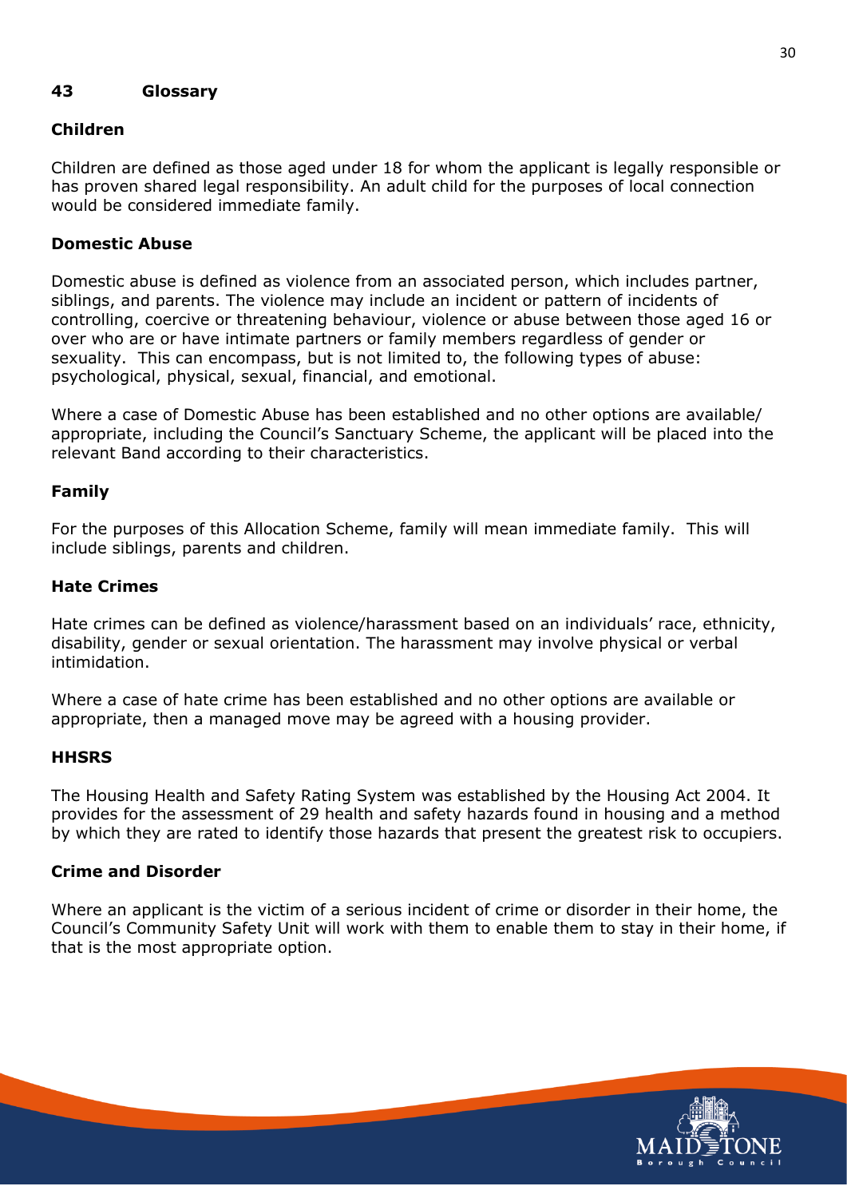## 43 Glossary

### Children

Children are defined as those aged under 18 for whom the applicant is legally responsible or has proven shared legal responsibility. An adult child for the purposes of local connection would be considered immediate family.

### Domestic Abuse

Domestic abuse is defined as violence from an associated person, which includes partner, siblings, and parents. The violence may include an incident or pattern of incidents of controlling, coercive or threatening behaviour, violence or abuse between those aged 16 or over who are or have intimate partners or family members regardless of gender or sexuality. This can encompass, but is not limited to, the following types of abuse: psychological, physical, sexual, financial, and emotional.

Where a case of Domestic Abuse has been established and no other options are available/ appropriate, including the Council's Sanctuary Scheme, the applicant will be placed into the relevant Band according to their characteristics.

### Family

For the purposes of this Allocation Scheme, family will mean immediate family. This will include siblings, parents and children.

### Hate Crimes

Hate crimes can be defined as violence/harassment based on an individuals' race, ethnicity, disability, gender or sexual orientation. The harassment may involve physical or verbal intimidation.

Where a case of hate crime has been established and no other options are available or appropriate, then a managed move may be agreed with a housing provider.

### HHSRS

The Housing Health and Safety Rating System was established by the Housing Act 2004. It provides for the assessment of 29 health and safety hazards found in housing and a method by which they are rated to identify those hazards that present the greatest risk to occupiers.

### Crime and Disorder

Where an applicant is the victim of a serious incident of crime or disorder in their home, the Council's Community Safety Unit will work with them to enable them to stay in their home, if that is the most appropriate option.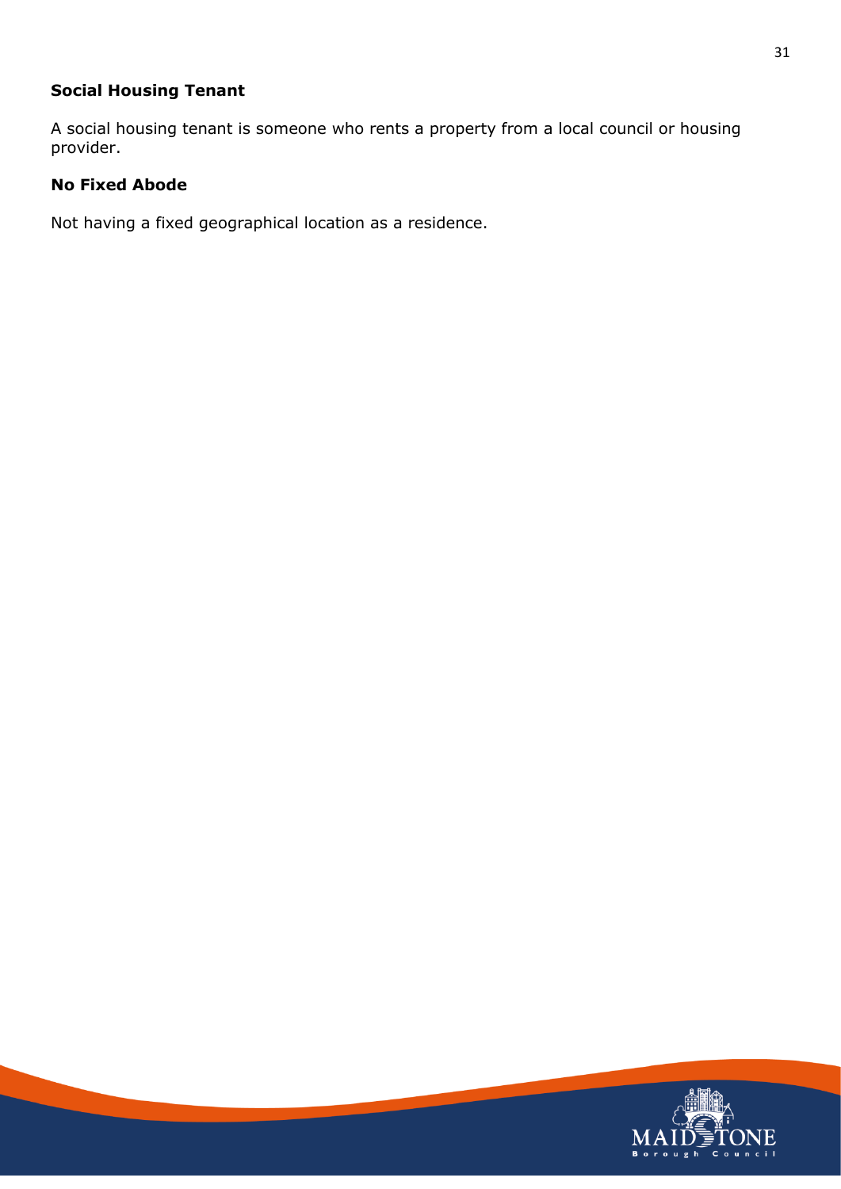**Social Housing Tenant**

A social housing tenant is someone who rents a property from a local council or housing provider.

**No Fixed Abode**

Not having a fixed geographical location as a residence.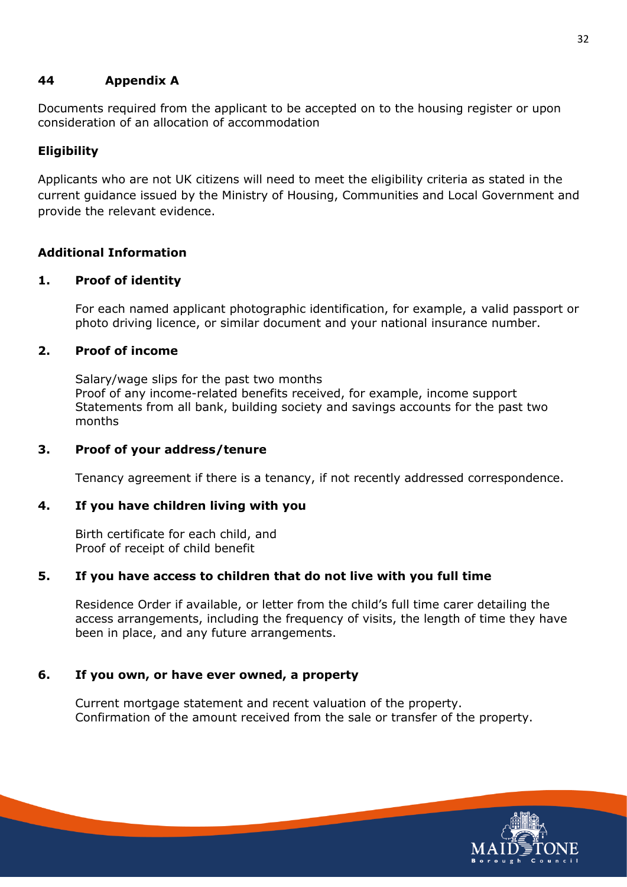## 44 Appendix A

Documents required from the applicant to be accepted on to the housing register or upon consideration of an allocation of accommodation

**Eligibility**

Applicants who are not UK citizens will need to meet the eligibility criteria as stated in the current guidance issued by the Ministry of Housing, Communities and Local Government and provide the relevant evidence.

**Additional Information**

**1. Proof of identity**

For each named applicant photographic identification, for example, a valid passport or photo driving licence, or similar document and your national insurance number.

**2. Proof of income**

Salary/wage slips for the past two months
Proof of any income-related benefits received, for example, income support
Statements from all bank, building society and savings accounts for the past two months

**3. Proof of your address/tenure**

Tenancy agreement if there is a tenancy, if not recently addressed correspondence.

**4. If you have children living with you**

Birth certificate for each child, and
Proof of receipt of child benefit

**5. If you have access to children that do not live with you full time**

Residence Order if available, or letter from the child's full time carer detailing the access arrangements, including the frequency of visits, the length of time they have been in place, and any future arrangements.

**6. If you own, or have ever owned, a property**

Current mortgage statement and recent valuation of the property.
Confirmation of the amount received from the sale or transfer of the property.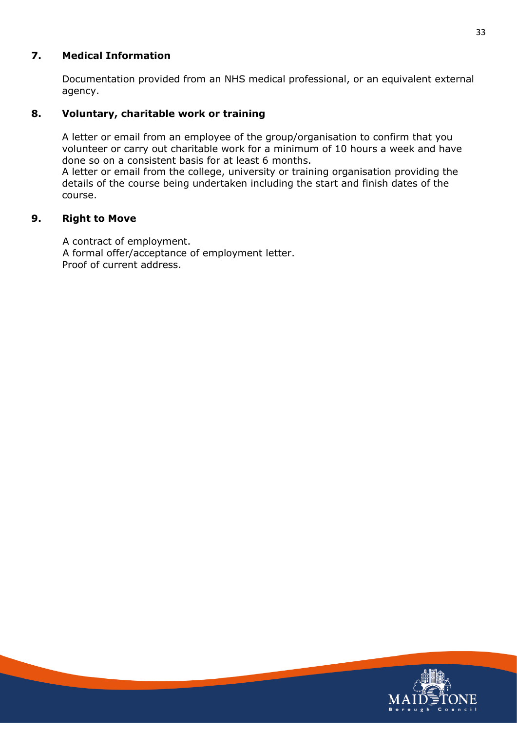## 7. Medical Information

Documentation provided from an NHS medical professional, or an equivalent external agency.

## 8. Voluntary, charitable work or training

A letter or email from an employee of the group/organisation to confirm that you volunteer or carry out charitable work for a minimum of 10 hours a week and have done so on a consistent basis for at least 6 months.
A letter or email from the college, university or training organisation providing the details of the course being undertaken including the start and finish dates of the course.

## 9. Right to Move

A contract of employment.
A formal offer/acceptance of employment letter.
Proof of current address.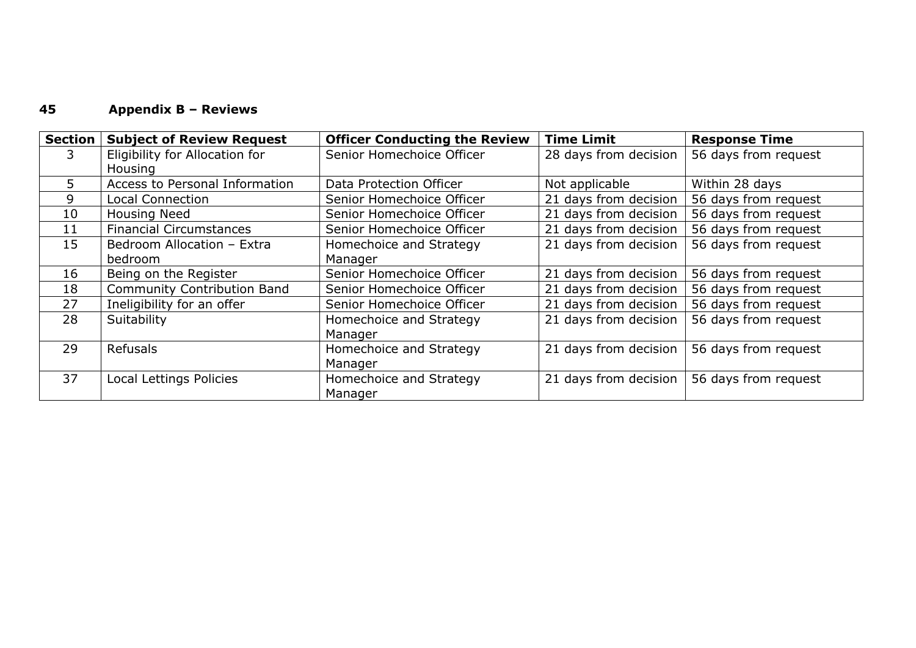## 45 Appendix B – Reviews

| Section | Subject of Review Request | Officer Conducting the Review | Time Limit | Response Time |
|---|---|---|---|---|
| 3 | Eligibility for Allocation for Housing | Senior Homechoice Officer | 28 days from decision | 56 days from request |
| 5 | Access to Personal Information | Data Protection Officer | Not applicable | Within 28 days |
| 9 | Local Connection | Senior Homechoice Officer | 21 days from decision | 56 days from request |
| 10 | Housing Need | Senior Homechoice Officer | 21 days from decision | 56 days from request |
| 11 | Financial Circumstances | Senior Homechoice Officer | 21 days from decision | 56 days from request |
| 15 | Bedroom Allocation – Extra bedroom | Homechoice and Strategy Manager | 21 days from decision | 56 days from request |
| 16 | Being on the Register | Senior Homechoice Officer | 21 days from decision | 56 days from request |
| 18 | Community Contribution Band | Senior Homechoice Officer | 21 days from decision | 56 days from request |
| 27 | Ineligibility for an offer | Senior Homechoice Officer | 21 days from decision | 56 days from request |
| 28 | Suitability | Homechoice and Strategy Manager | 21 days from decision | 56 days from request |
| 29 | Refusals | Homechoice and Strategy Manager | 21 days from decision | 56 days from request |
| 37 | Local Lettings Policies | Homechoice and Strategy Manager | 21 days from decision | 56 days from request |